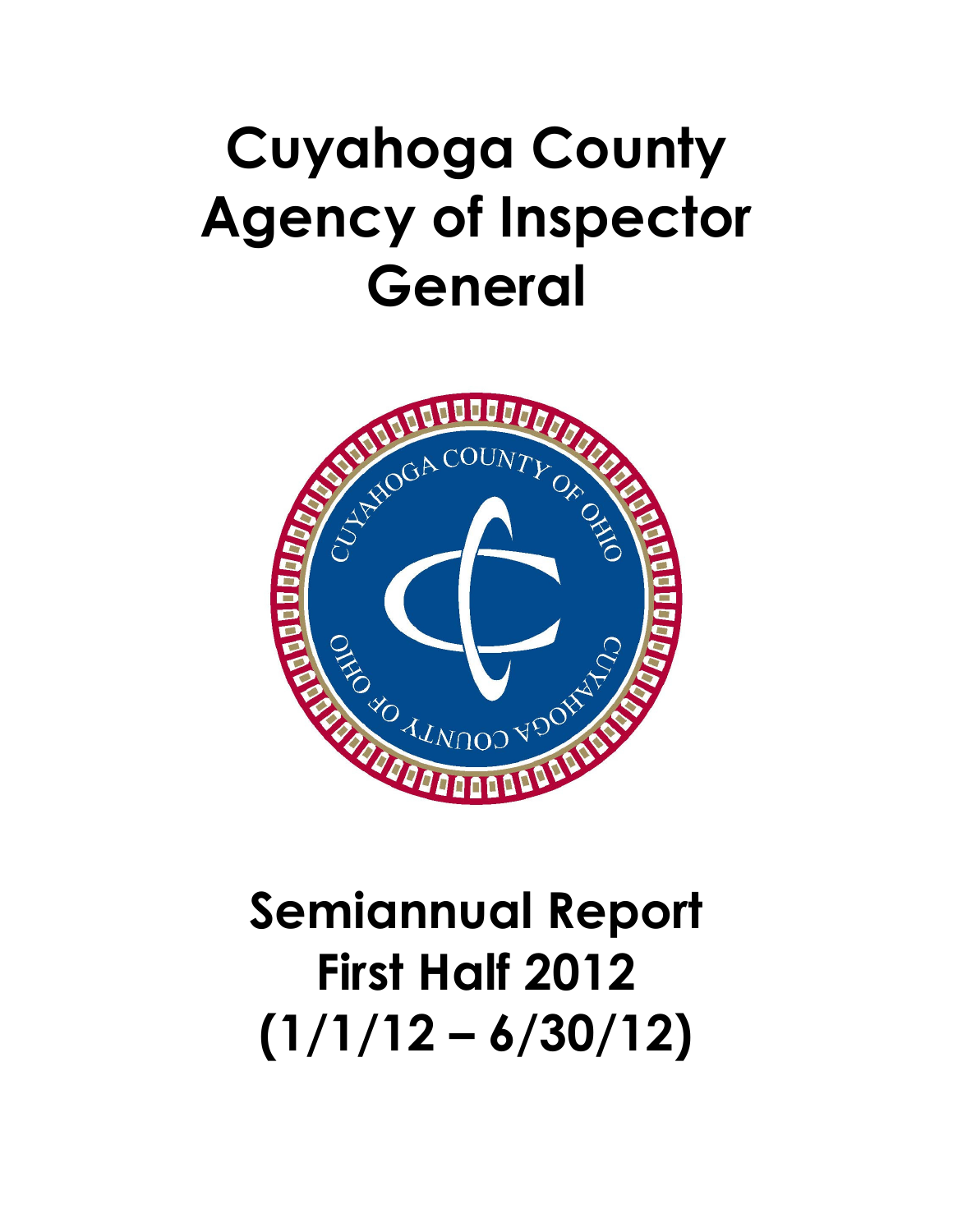# Cuyahoga County Agency of Inspector General

# Semiannual Report First Half 2012 (1/1/12 – 6/30/12)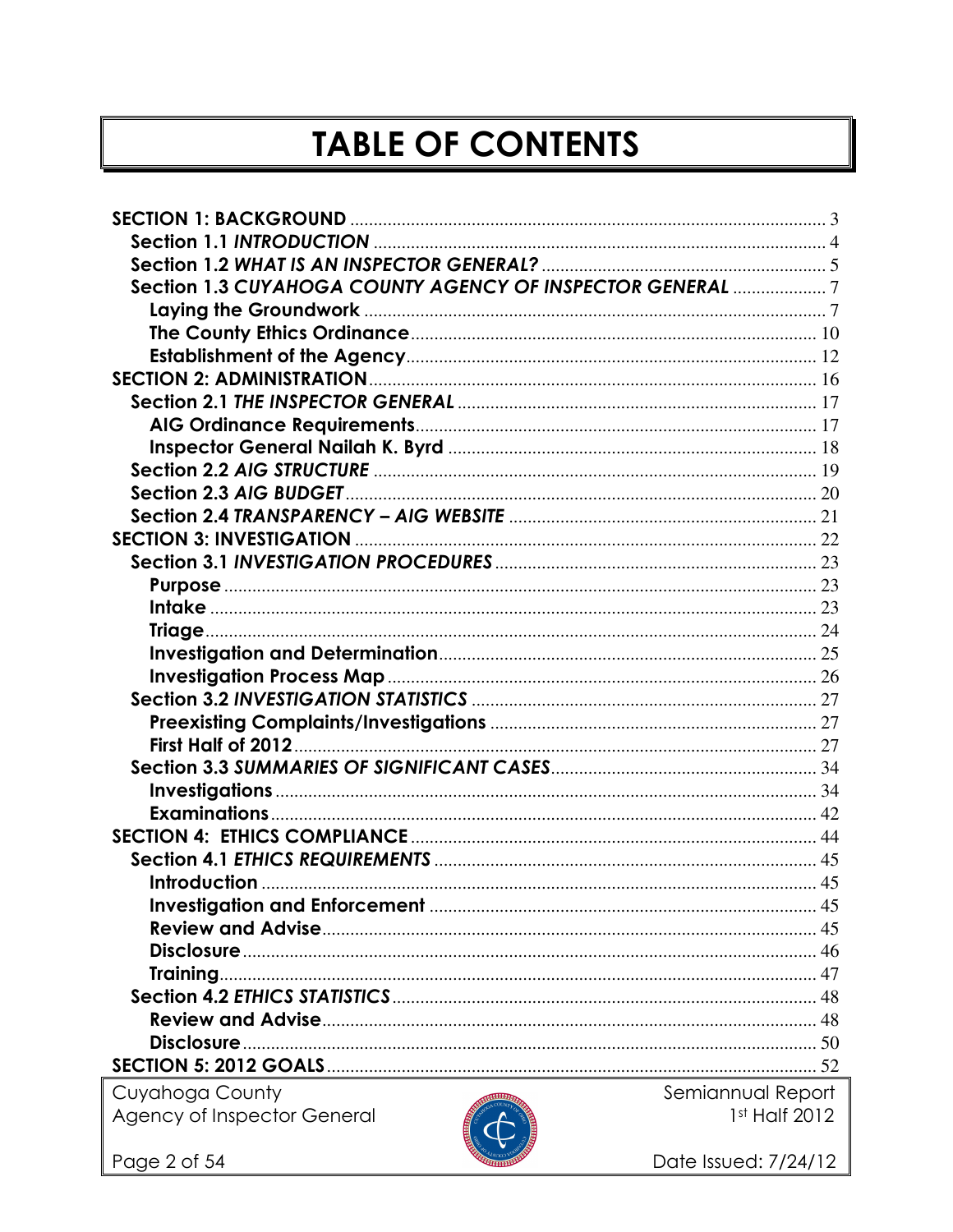# TABLE OF CONTENTS

- **SECTION 1: BACKGROUND** ........ 3
  - **Section 1.1** ***INTRODUCTION*** ........ 4
  - **Section 1.2** ***WHAT IS AN INSPECTOR GENERAL?*** ........ 5
  - **Section 1.3** ***CUYAHOGA COUNTY AGENCY OF INSPECTOR GENERAL*** ........ 7
    - **Laying the Groundwork** ........ 7
    - **The County Ethics Ordinance** ........ 10
    - **Establishment of the Agency** ........ 12
- **SECTION 2: ADMINISTRATION** ........ 16
  - **Section 2.1** ***THE INSPECTOR GENERAL*** ........ 17
    - **AIG Ordinance Requirements** ........ 17
    - **Inspector General Nailah K. Byrd** ........ 18
  - **Section 2.2** ***AIG STRUCTURE*** ........ 19
  - **Section 2.3** ***AIG BUDGET*** ........ 20
  - **Section 2.4** ***TRANSPARENCY – AIG WEBSITE*** ........ 21
- **SECTION 3: INVESTIGATION** ........ 22
  - **Section 3.1** ***INVESTIGATION PROCEDURES*** ........ 23
    - **Purpose** ........ 23
    - **Intake** ........ 23
    - **Triage** ........ 24
    - **Investigation and Determination** ........ 25
    - **Investigation Process Map** ........ 26
  - **Section 3.2** ***INVESTIGATION STATISTICS*** ........ 27
    - **Preexisting Complaints/Investigations** ........ 27
    - **First Half of 2012** ........ 27
  - **Section 3.3** ***SUMMARIES OF SIGNIFICANT CASES*** ........ 34
    - **Investigations** ........ 34
    - **Examinations** ........ 42
- **SECTION 4: ETHICS COMPLIANCE** ........ 44
  - **Section 4.1** ***ETHICS REQUIREMENTS*** ........ 45
    - **Introduction** ........ 45
    - **Investigation and Enforcement** ........ 45
    - **Review and Advise** ........ 45
    - **Disclosure** ........ 46
    - **Training** ........ 47
  - **Section 4.2** ***ETHICS STATISTICS*** ........ 48
    - **Review and Advise** ........ 48
    - **Disclosure** ........ 50
- **SECTION 5: 2012 GOALS** ........ 52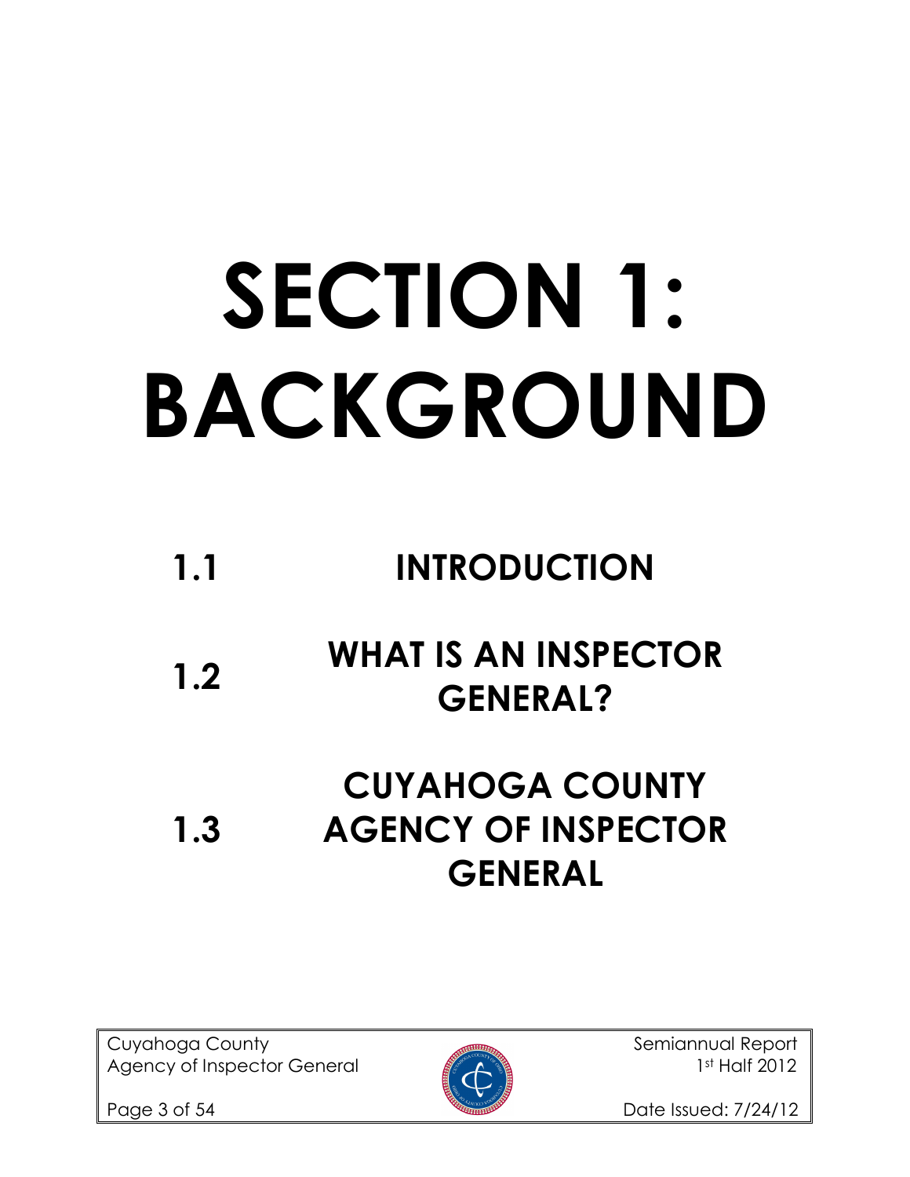# SECTION 1: BACKGROUND

1.1 INTRODUCTION

1.2 WHAT IS AN INSPECTOR GENERAL?

1.3 CUYAHOGA COUNTY AGENCY OF INSPECTOR GENERAL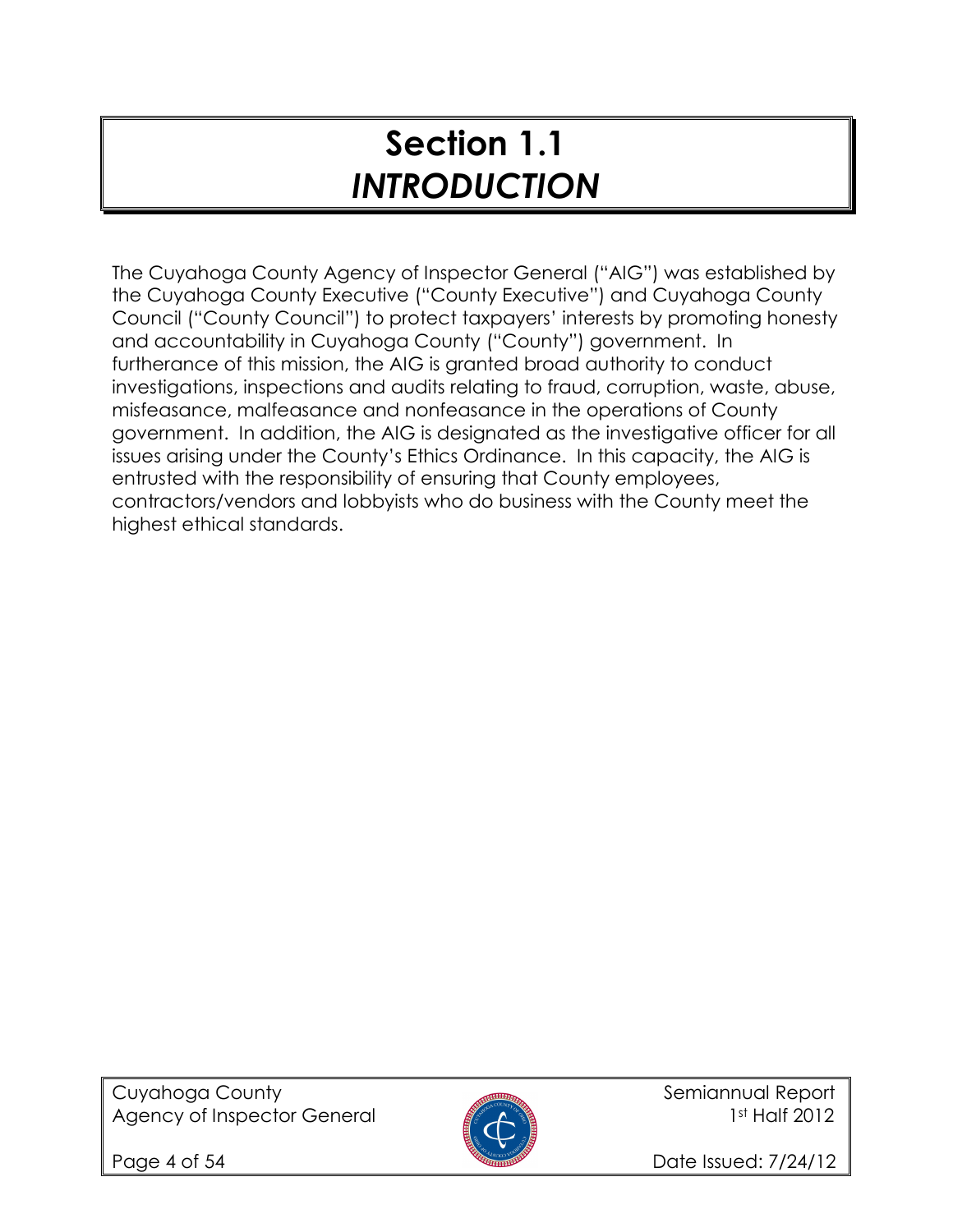# Section 1.1
## *INTRODUCTION*

The Cuyahoga County Agency of Inspector General ("AIG") was established by the Cuyahoga County Executive ("County Executive") and Cuyahoga County Council ("County Council") to protect taxpayers' interests by promoting honesty and accountability in Cuyahoga County ("County") government. In furtherance of this mission, the AIG is granted broad authority to conduct investigations, inspections and audits relating to fraud, corruption, waste, abuse, misfeasance, malfeasance and nonfeasance in the operations of County government. In addition, the AIG is designated as the investigative officer for all issues arising under the County's Ethics Ordinance. In this capacity, the AIG is entrusted with the responsibility of ensuring that County employees, contractors/vendors and lobbyists who do business with the County meet the highest ethical standards.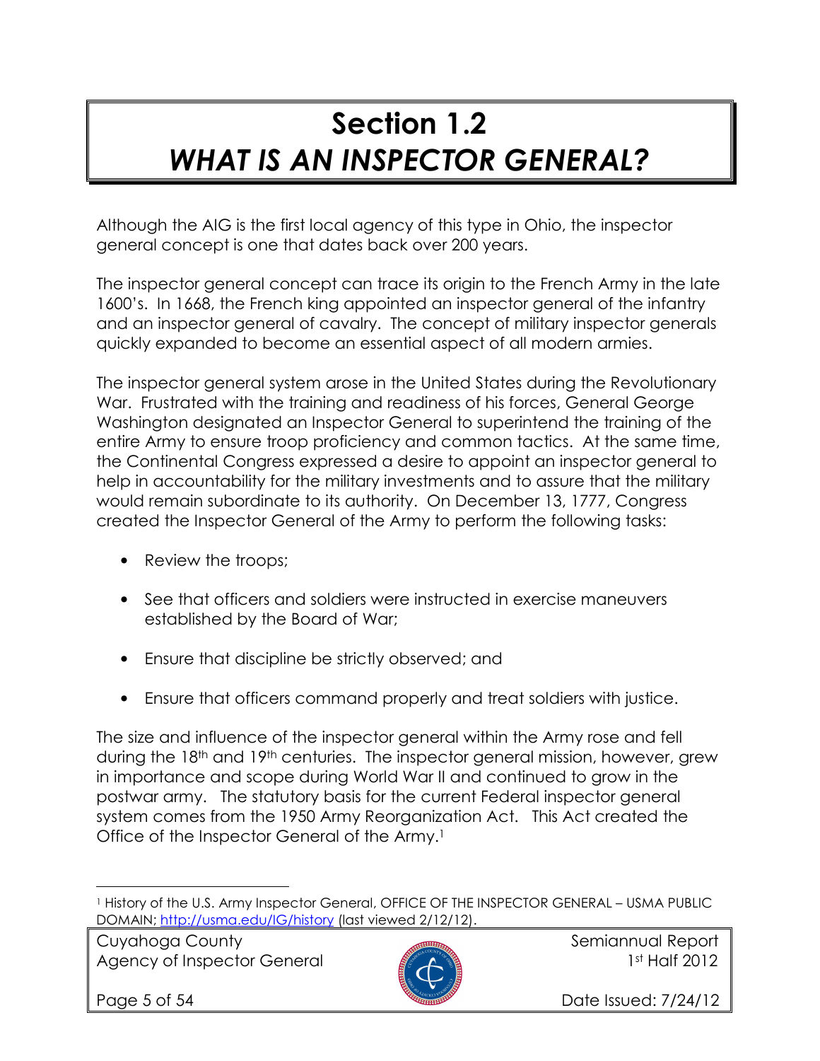# Section 1.2
## *WHAT IS AN INSPECTOR GENERAL?*

Although the AIG is the first local agency of this type in Ohio, the inspector general concept is one that dates back over 200 years.

The inspector general concept can trace its origin to the French Army in the late 1600's. In 1668, the French king appointed an inspector general of the infantry and an inspector general of cavalry. The concept of military inspector generals quickly expanded to become an essential aspect of all modern armies.

The inspector general system arose in the United States during the Revolutionary War. Frustrated with the training and readiness of his forces, General George Washington designated an Inspector General to superintend the training of the entire Army to ensure troop proficiency and common tactics. At the same time, the Continental Congress expressed a desire to appoint an inspector general to help in accountability for the military investments and to assure that the military would remain subordinate to its authority. On December 13, 1777, Congress created the Inspector General of the Army to perform the following tasks:

- Review the troops;
- See that officers and soldiers were instructed in exercise maneuvers established by the Board of War;
- Ensure that discipline be strictly observed; and
- Ensure that officers command properly and treat soldiers with justice.

The size and influence of the inspector general within the Army rose and fell during the 18th and 19th centuries. The inspector general mission, however, grew in importance and scope during World War II and continued to grow in the postwar army. The statutory basis for the current Federal inspector general system comes from the 1950 Army Reorganization Act. This Act created the Office of the Inspector General of the Army.[1]

[1] History of the U.S. Army Inspector General, OFFICE OF THE INSPECTOR GENERAL – USMA PUBLIC DOMAIN; http://usma.edu/IG/history (last viewed 2/12/12).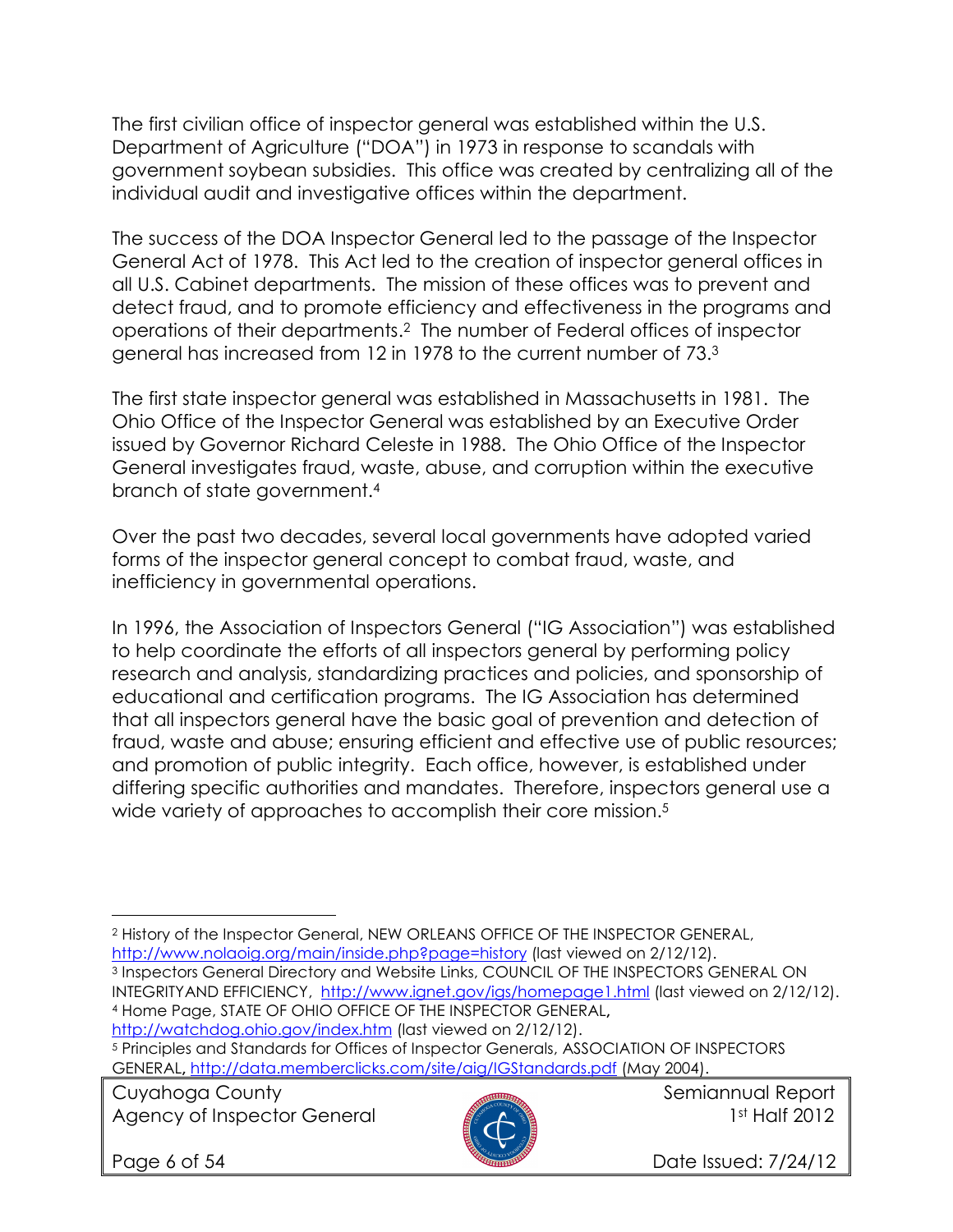The first civilian office of inspector general was established within the U.S. Department of Agriculture ("DOA") in 1973 in response to scandals with government soybean subsidies. This office was created by centralizing all of the individual audit and investigative offices within the department.

The success of the DOA Inspector General led to the passage of the Inspector General Act of 1978. This Act led to the creation of inspector general offices in all U.S. Cabinet departments. The mission of these offices was to prevent and detect fraud, and to promote efficiency and effectiveness in the programs and operations of their departments.[2] The number of Federal offices of inspector general has increased from 12 in 1978 to the current number of 73.[3]

The first state inspector general was established in Massachusetts in 1981. The Ohio Office of the Inspector General was established by an Executive Order issued by Governor Richard Celeste in 1988. The Ohio Office of the Inspector General investigates fraud, waste, abuse, and corruption within the executive branch of state government.[4]

Over the past two decades, several local governments have adopted varied forms of the inspector general concept to combat fraud, waste, and inefficiency in governmental operations.

In 1996, the Association of Inspectors General ("IG Association") was established to help coordinate the efforts of all inspectors general by performing policy research and analysis, standardizing practices and policies, and sponsorship of educational and certification programs. The IG Association has determined that all inspectors general have the basic goal of prevention and detection of fraud, waste and abuse; ensuring efficient and effective use of public resources; and promotion of public integrity. Each office, however, is established under differing specific authorities and mandates. Therefore, inspectors general use a wide variety of approaches to accomplish their core mission.[5]

---

[2] History of the Inspector General, NEW ORLEANS OFFICE OF THE INSPECTOR GENERAL, http://www.nolaoig.org/main/inside.php?page=history (last viewed on 2/12/12).

[3] Inspectors General Directory and Website Links, COUNCIL OF THE INSPECTORS GENERAL ON INTEGRITYAND EFFICIENCY, http://www.ignet.gov/igs/homepage1.html (last viewed on 2/12/12).

[4] Home Page, STATE OF OHIO OFFICE OF THE INSPECTOR GENERAL, http://watchdog.ohio.gov/index.htm (last viewed on 2/12/12).

[5] Principles and Standards for Offices of Inspector Generals, ASSOCIATION OF INSPECTORS GENERAL, http://data.memberclicks.com/site/aig/IGStandards.pdf (May 2004).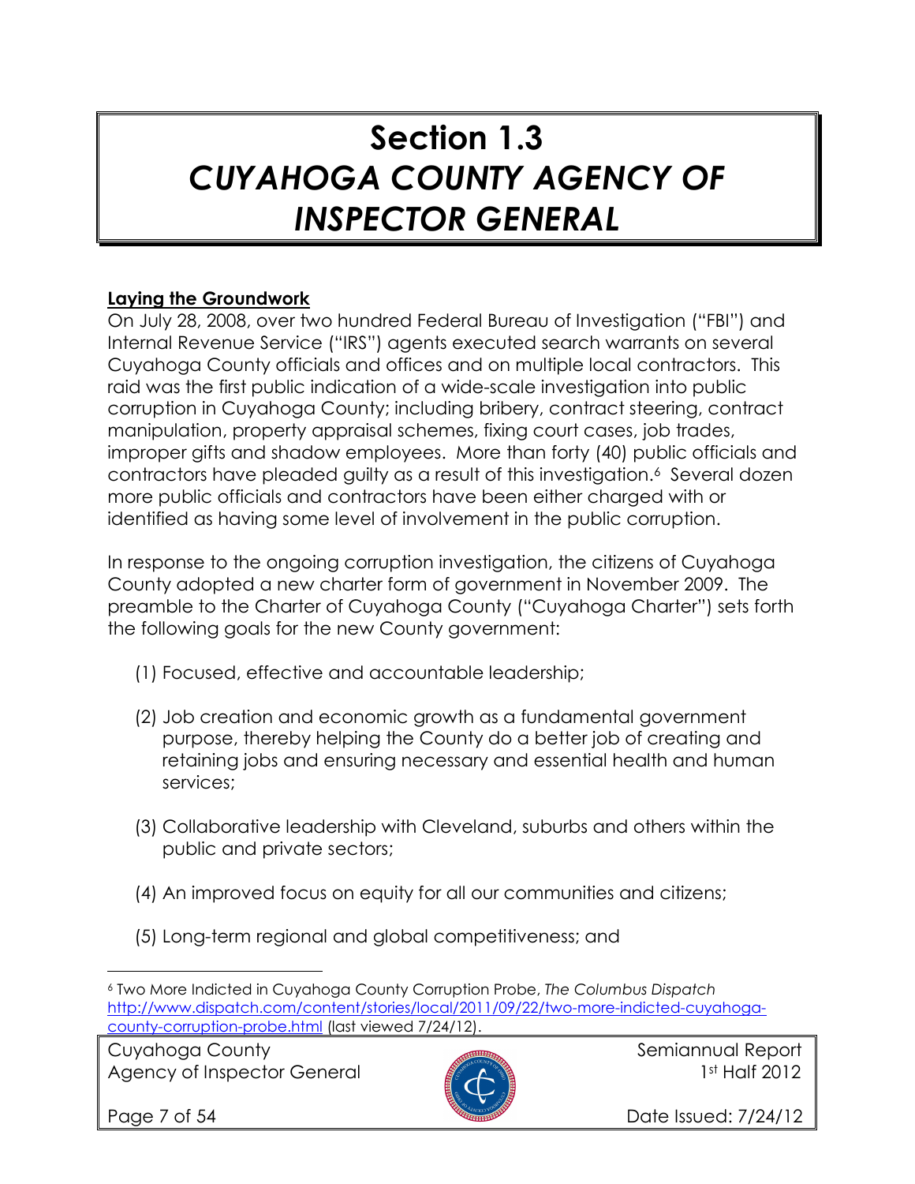# Section 1.3
# *CUYAHOGA COUNTY AGENCY OF INSPECTOR GENERAL*

**Laying the Groundwork**

On July 28, 2008, over two hundred Federal Bureau of Investigation ("FBI") and Internal Revenue Service ("IRS") agents executed search warrants on several Cuyahoga County officials and offices and on multiple local contractors. This raid was the first public indication of a wide-scale investigation into public corruption in Cuyahoga County; including bribery, contract steering, contract manipulation, property appraisal schemes, fixing court cases, job trades, improper gifts and shadow employees. More than forty (40) public officials and contractors have pleaded guilty as a result of this investigation.[6] Several dozen more public officials and contractors have been either charged with or identified as having some level of involvement in the public corruption.

In response to the ongoing corruption investigation, the citizens of Cuyahoga County adopted a new charter form of government in November 2009. The preamble to the Charter of Cuyahoga County ("Cuyahoga Charter") sets forth the following goals for the new County government:

(1) Focused, effective and accountable leadership;

(2) Job creation and economic growth as a fundamental government purpose, thereby helping the County do a better job of creating and retaining jobs and ensuring necessary and essential health and human services;

(3) Collaborative leadership with Cleveland, suburbs and others within the public and private sectors;

(4) An improved focus on equity for all our communities and citizens;

(5) Long-term regional and global competitiveness; and

---

[6] Two More Indicted in Cuyahoga County Corruption Probe, *The Columbus Dispatch* http://www.dispatch.com/content/stories/local/2011/09/22/two-more-indicted-cuyahoga-county-corruption-probe.html (last viewed 7/24/12).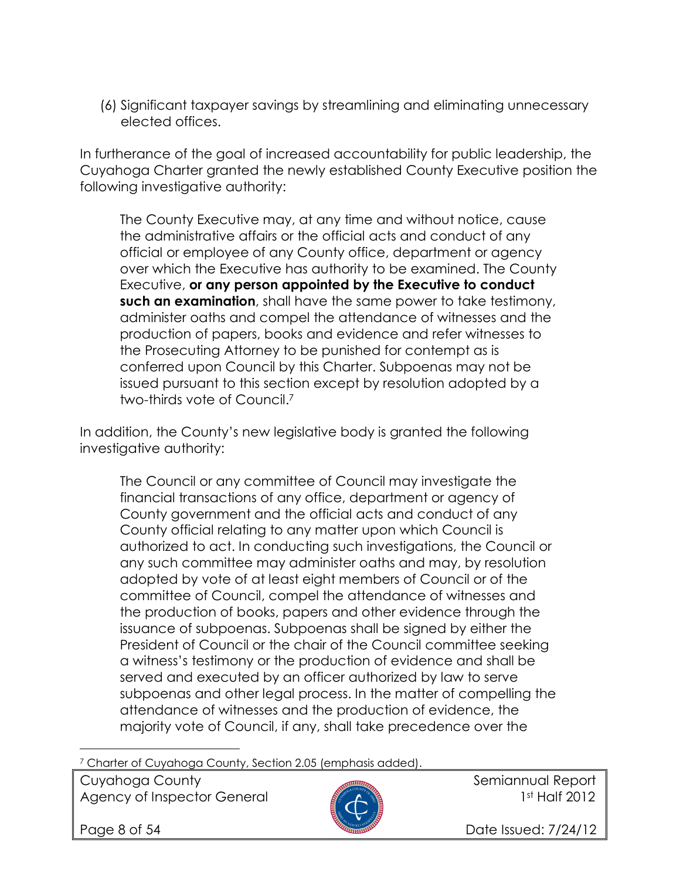(6) Significant taxpayer savings by streamlining and eliminating unnecessary elected offices.

In furtherance of the goal of increased accountability for public leadership, the Cuyahoga Charter granted the newly established County Executive position the following investigative authority:

> The County Executive may, at any time and without notice, cause the administrative affairs or the official acts and conduct of any official or employee of any County office, department or agency over which the Executive has authority to be examined. The County Executive, **or any person appointed by the Executive to conduct such an examination**, shall have the same power to take testimony, administer oaths and compel the attendance of witnesses and the production of papers, books and evidence and refer witnesses to the Prosecuting Attorney to be punished for contempt as is conferred upon Council by this Charter. Subpoenas may not be issued pursuant to this section except by resolution adopted by a two-thirds vote of Council.[7]

In addition, the County's new legislative body is granted the following investigative authority:

> The Council or any committee of Council may investigate the financial transactions of any office, department or agency of County government and the official acts and conduct of any County official relating to any matter upon which Council is authorized to act. In conducting such investigations, the Council or any such committee may administer oaths and may, by resolution adopted by vote of at least eight members of Council or of the committee of Council, compel the attendance of witnesses and the production of books, papers and other evidence through the issuance of subpoenas. Subpoenas shall be signed by either the President of Council or the chair of the Council committee seeking a witness's testimony or the production of evidence and shall be served and executed by an officer authorized by law to serve subpoenas and other legal process. In the matter of compelling the attendance of witnesses and the production of evidence, the majority vote of Council, if any, shall take precedence over the

[7] Charter of Cuyahoga County, Section 2.05 (emphasis added).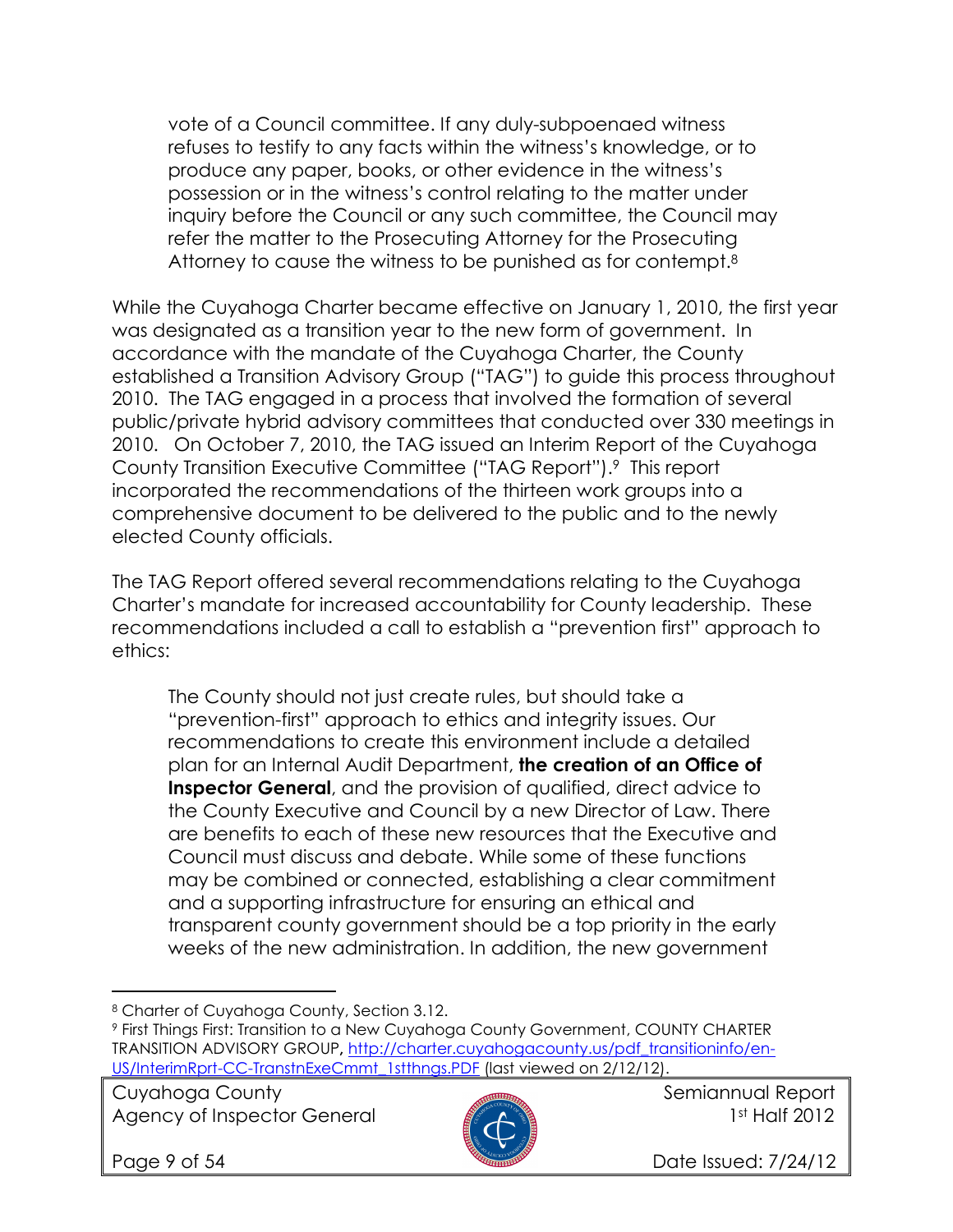> vote of a Council committee. If any duly-subpoenaed witness refuses to testify to any facts within the witness's knowledge, or to produce any paper, books, or other evidence in the witness's possession or in the witness's control relating to the matter under inquiry before the Council or any such committee, the Council may refer the matter to the Prosecuting Attorney for the Prosecuting Attorney to cause the witness to be punished as for contempt.[8]

While the Cuyahoga Charter became effective on January 1, 2010, the first year was designated as a transition year to the new form of government. In accordance with the mandate of the Cuyahoga Charter, the County established a Transition Advisory Group ("TAG") to guide this process throughout 2010. The TAG engaged in a process that involved the formation of several public/private hybrid advisory committees that conducted over 330 meetings in 2010. On October 7, 2010, the TAG issued an Interim Report of the Cuyahoga County Transition Executive Committee ("TAG Report").[9] This report incorporated the recommendations of the thirteen work groups into a comprehensive document to be delivered to the public and to the newly elected County officials.

The TAG Report offered several recommendations relating to the Cuyahoga Charter's mandate for increased accountability for County leadership. These recommendations included a call to establish a "prevention first" approach to ethics:

> The County should not just create rules, but should take a "prevention-first" approach to ethics and integrity issues. Our recommendations to create this environment include a detailed plan for an Internal Audit Department, **the creation of an Office of Inspector General**, and the provision of qualified, direct advice to the County Executive and Council by a new Director of Law. There are benefits to each of these new resources that the Executive and Council must discuss and debate. While some of these functions may be combined or connected, establishing a clear commitment and a supporting infrastructure for ensuring an ethical and transparent county government should be a top priority in the early weeks of the new administration. In addition, the new government

---

[8] Charter of Cuyahoga County, Section 3.12.

[9] First Things First: Transition to a New Cuyahoga County Government, COUNTY CHARTER TRANSITION ADVISORY GROUP, http://charter.cuyahogacounty.us/pdf_transitioninfo/en-US/InterimRprt-CC-TranstnExeCmmt_1stthngs.PDF (last viewed on 2/12/12).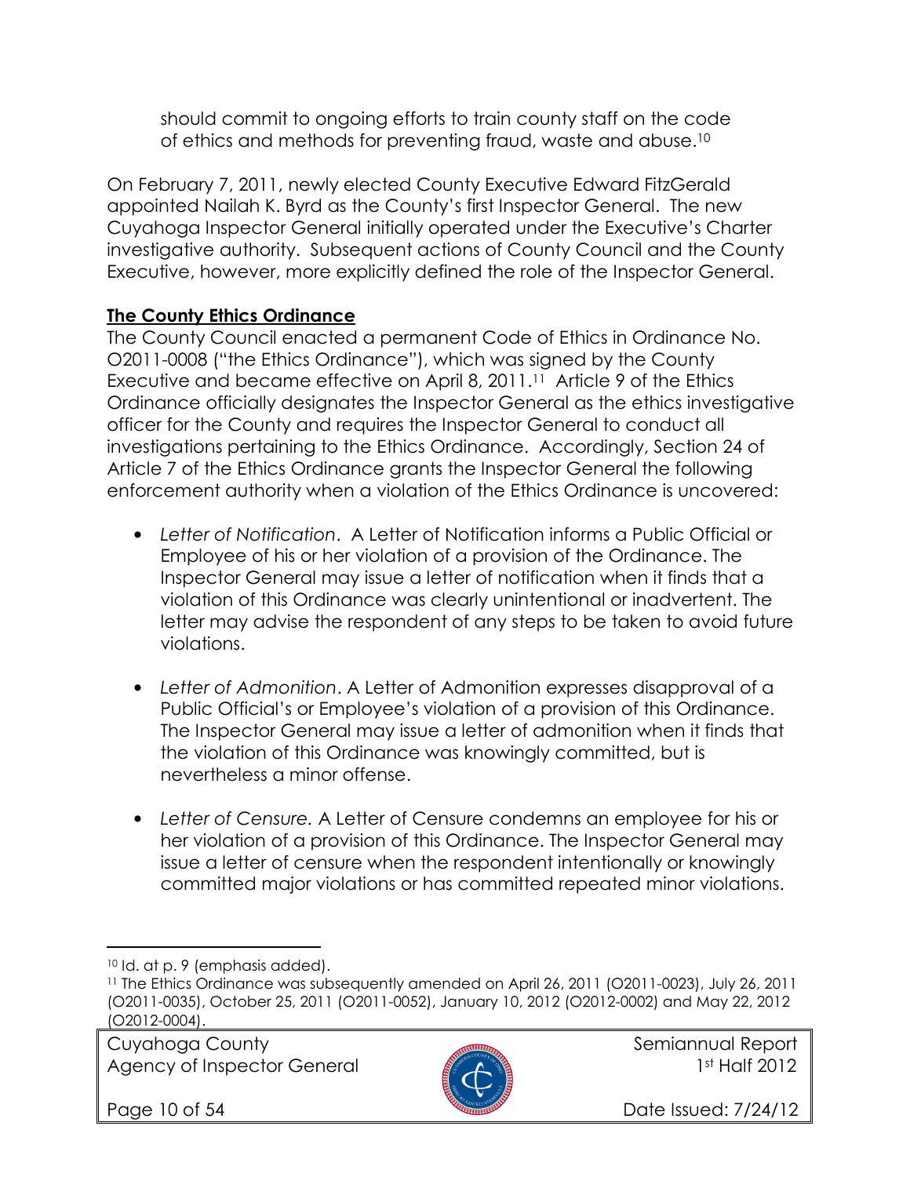should commit to ongoing efforts to train county staff on the code of ethics and methods for preventing fraud, waste and abuse.[10]

On February 7, 2011, newly elected County Executive Edward FitzGerald appointed Nailah K. Byrd as the County's first Inspector General. The new Cuyahoga Inspector General initially operated under the Executive's Charter investigative authority. Subsequent actions of County Council and the County Executive, however, more explicitly defined the role of the Inspector General.

## **The County Ethics Ordinance**

The County Council enacted a permanent Code of Ethics in Ordinance No. O2011-0008 ("the Ethics Ordinance"), which was signed by the County Executive and became effective on April 8, 2011.[11] Article 9 of the Ethics Ordinance officially designates the Inspector General as the ethics investigative officer for the County and requires the Inspector General to conduct all investigations pertaining to the Ethics Ordinance. Accordingly, Section 24 of Article 7 of the Ethics Ordinance grants the Inspector General the following enforcement authority when a violation of the Ethics Ordinance is uncovered:

- *Letter of Notification*. A Letter of Notification informs a Public Official or Employee of his or her violation of a provision of the Ordinance. The Inspector General may issue a letter of notification when it finds that a violation of this Ordinance was clearly unintentional or inadvertent. The letter may advise the respondent of any steps to be taken to avoid future violations.

- *Letter of Admonition*. A Letter of Admonition expresses disapproval of a Public Official's or Employee's violation of a provision of this Ordinance. The Inspector General may issue a letter of admonition when it finds that the violation of this Ordinance was knowingly committed, but is nevertheless a minor offense.

- *Letter of Censure.* A Letter of Censure condemns an employee for his or her violation of a provision of this Ordinance. The Inspector General may issue a letter of censure when the respondent intentionally or knowingly committed major violations or has committed repeated minor violations.

---

[10] Id. at p. 9 (emphasis added).

[11] The Ethics Ordinance was subsequently amended on April 26, 2011 (O2011-0023), July 26, 2011 (O2011-0035), October 25, 2011 (O2011-0052), January 10, 2012 (O2012-0002) and May 22, 2012 (O2012-0004).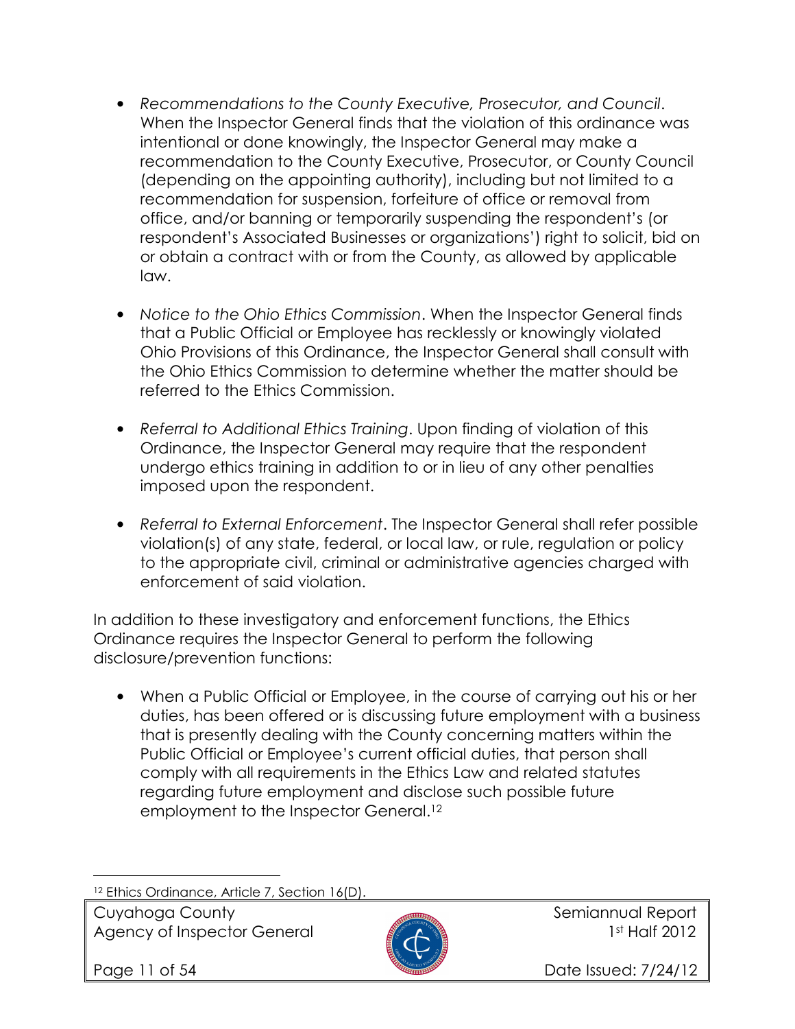- *Recommendations to the County Executive, Prosecutor, and Council*. When the Inspector General finds that the violation of this ordinance was intentional or done knowingly, the Inspector General may make a recommendation to the County Executive, Prosecutor, or County Council (depending on the appointing authority), including but not limited to a recommendation for suspension, forfeiture of office or removal from office, and/or banning or temporarily suspending the respondent's (or respondent's Associated Businesses or organizations') right to solicit, bid on or obtain a contract with or from the County, as allowed by applicable law.

- *Notice to the Ohio Ethics Commission*. When the Inspector General finds that a Public Official or Employee has recklessly or knowingly violated Ohio Provisions of this Ordinance, the Inspector General shall consult with the Ohio Ethics Commission to determine whether the matter should be referred to the Ethics Commission.

- *Referral to Additional Ethics Training*. Upon finding of violation of this Ordinance, the Inspector General may require that the respondent undergo ethics training in addition to or in lieu of any other penalties imposed upon the respondent.

- *Referral to External Enforcement*. The Inspector General shall refer possible violation(s) of any state, federal, or local law, or rule, regulation or policy to the appropriate civil, criminal or administrative agencies charged with enforcement of said violation.

In addition to these investigatory and enforcement functions, the Ethics Ordinance requires the Inspector General to perform the following disclosure/prevention functions:

- When a Public Official or Employee, in the course of carrying out his or her duties, has been offered or is discussing future employment with a business that is presently dealing with the County concerning matters within the Public Official or Employee's current official duties, that person shall comply with all requirements in the Ethics Law and related statutes regarding future employment and disclose such possible future employment to the Inspector General.[12]

[12] Ethics Ordinance, Article 7, Section 16(D).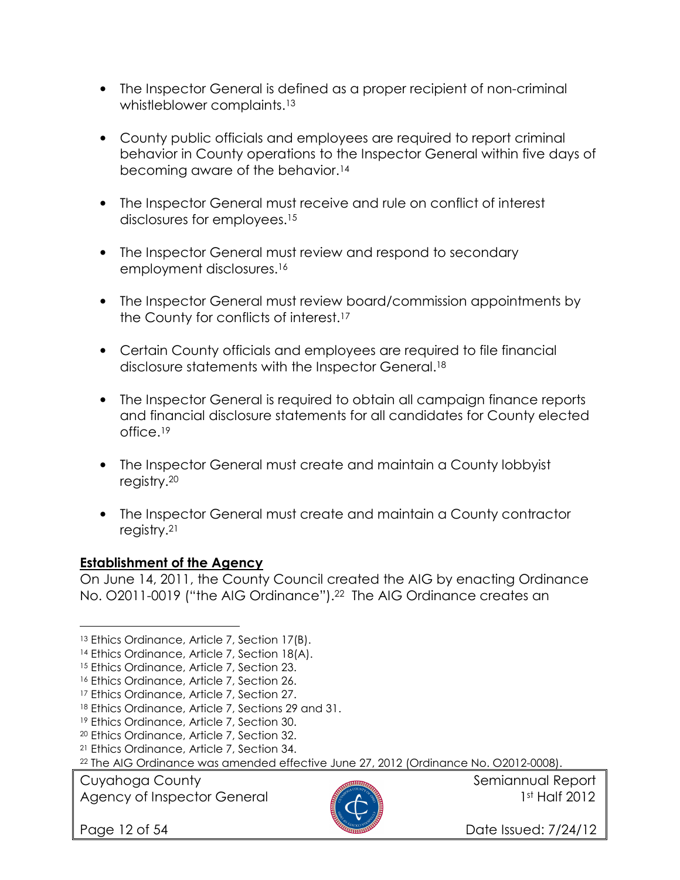- The Inspector General is defined as a proper recipient of non-criminal whistleblower complaints.[13]

- County public officials and employees are required to report criminal behavior in County operations to the Inspector General within five days of becoming aware of the behavior.[14]

- The Inspector General must receive and rule on conflict of interest disclosures for employees.[15]

- The Inspector General must review and respond to secondary employment disclosures.[16]

- The Inspector General must review board/commission appointments by the County for conflicts of interest.[17]

- Certain County officials and employees are required to file financial disclosure statements with the Inspector General.[18]

- The Inspector General is required to obtain all campaign finance reports and financial disclosure statements for all candidates for County elected office.[19]

- The Inspector General must create and maintain a County lobbyist registry.[20]

- The Inspector General must create and maintain a County contractor registry.[21]

**Establishment of the Agency**

On June 14, 2011, the County Council created the AIG by enacting Ordinance No. O2011-0019 ("the AIG Ordinance").[22] The AIG Ordinance creates an

---

[13] Ethics Ordinance, Article 7, Section 17(B).
[14] Ethics Ordinance, Article 7, Section 18(A).
[15] Ethics Ordinance, Article 7, Section 23.
[16] Ethics Ordinance, Article 7, Section 26.
[17] Ethics Ordinance, Article 7, Section 27.
[18] Ethics Ordinance, Article 7, Sections 29 and 31.
[19] Ethics Ordinance, Article 7, Section 30.
[20] Ethics Ordinance, Article 7, Section 32.
[21] Ethics Ordinance, Article 7, Section 34.
[22] The AIG Ordinance was amended effective June 27, 2012 (Ordinance No. O2012-0008).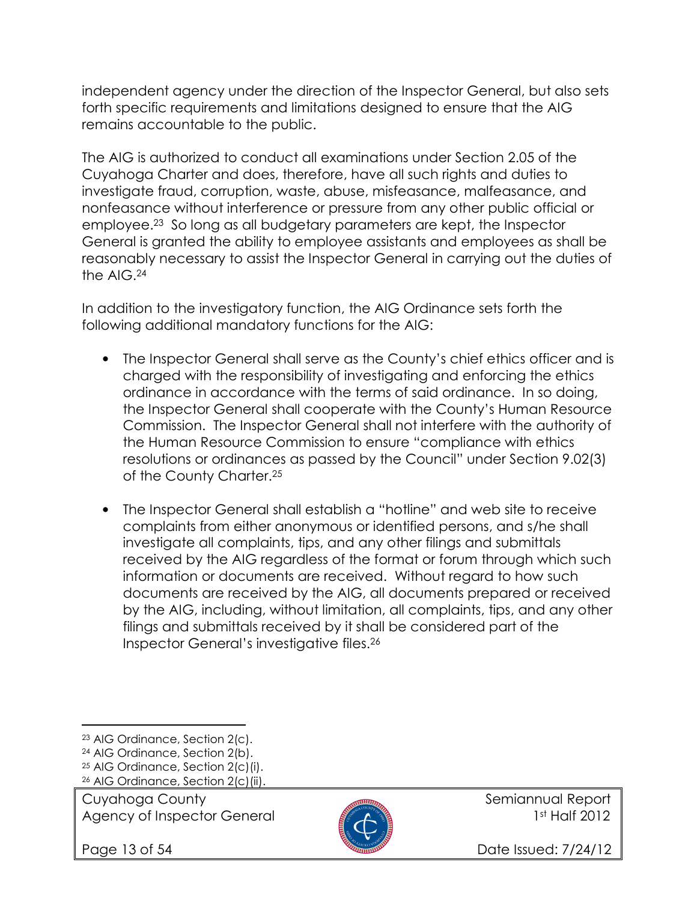independent agency under the direction of the Inspector General, but also sets forth specific requirements and limitations designed to ensure that the AIG remains accountable to the public.

The AIG is authorized to conduct all examinations under Section 2.05 of the Cuyahoga Charter and does, therefore, have all such rights and duties to investigate fraud, corruption, waste, abuse, misfeasance, malfeasance, and nonfeasance without interference or pressure from any other public official or employee.[23] So long as all budgetary parameters are kept, the Inspector General is granted the ability to employee assistants and employees as shall be reasonably necessary to assist the Inspector General in carrying out the duties of the AIG.[24]

In addition to the investigatory function, the AIG Ordinance sets forth the following additional mandatory functions for the AIG:

- The Inspector General shall serve as the County's chief ethics officer and is charged with the responsibility of investigating and enforcing the ethics ordinance in accordance with the terms of said ordinance. In so doing, the Inspector General shall cooperate with the County's Human Resource Commission. The Inspector General shall not interfere with the authority of the Human Resource Commission to ensure "compliance with ethics resolutions or ordinances as passed by the Council" under Section 9.02(3) of the County Charter.[25]

- The Inspector General shall establish a "hotline" and web site to receive complaints from either anonymous or identified persons, and s/he shall investigate all complaints, tips, and any other filings and submittals received by the AIG regardless of the format or forum through which such information or documents are received. Without regard to how such documents are received by the AIG, all documents prepared or received by the AIG, including, without limitation, all complaints, tips, and any other filings and submittals received by it shall be considered part of the Inspector General's investigative files.[26]

---

[23] AIG Ordinance, Section 2(c).
[24] AIG Ordinance, Section 2(b).
[25] AIG Ordinance, Section 2(c)(i).
[26] AIG Ordinance, Section 2(c)(ii).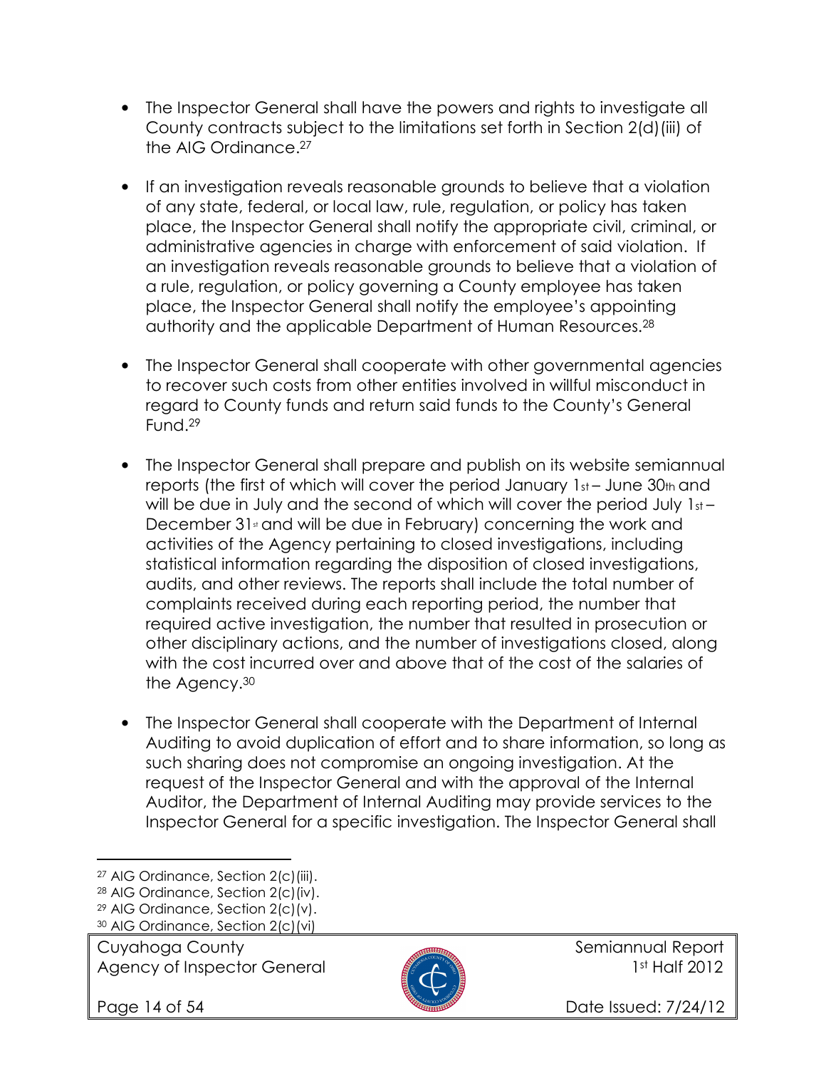- The Inspector General shall have the powers and rights to investigate all County contracts subject to the limitations set forth in Section 2(d)(iii) of the AIG Ordinance.[27]

- If an investigation reveals reasonable grounds to believe that a violation of any state, federal, or local law, rule, regulation, or policy has taken place, the Inspector General shall notify the appropriate civil, criminal, or administrative agencies in charge with enforcement of said violation. If an investigation reveals reasonable grounds to believe that a violation of a rule, regulation, or policy governing a County employee has taken place, the Inspector General shall notify the employee's appointing authority and the applicable Department of Human Resources.[28]

- The Inspector General shall cooperate with other governmental agencies to recover such costs from other entities involved in willful misconduct in regard to County funds and return said funds to the County's General Fund.[29]

- The Inspector General shall prepare and publish on its website semiannual reports (the first of which will cover the period January 1st – June 30th and will be due in July and the second of which will cover the period July 1st – December 31st and will be due in February) concerning the work and activities of the Agency pertaining to closed investigations, including statistical information regarding the disposition of closed investigations, audits, and other reviews. The reports shall include the total number of complaints received during each reporting period, the number that required active investigation, the number that resulted in prosecution or other disciplinary actions, and the number of investigations closed, along with the cost incurred over and above that of the cost of the salaries of the Agency.[30]

- The Inspector General shall cooperate with the Department of Internal Auditing to avoid duplication of effort and to share information, so long as such sharing does not compromise an ongoing investigation. At the request of the Inspector General and with the approval of the Internal Auditor, the Department of Internal Auditing may provide services to the Inspector General for a specific investigation. The Inspector General shall

---

[27] AIG Ordinance, Section 2(c)(iii).
[28] AIG Ordinance, Section 2(c)(iv).
[29] AIG Ordinance, Section 2(c)(v).
[30] AIG Ordinance, Section 2(c)(vi)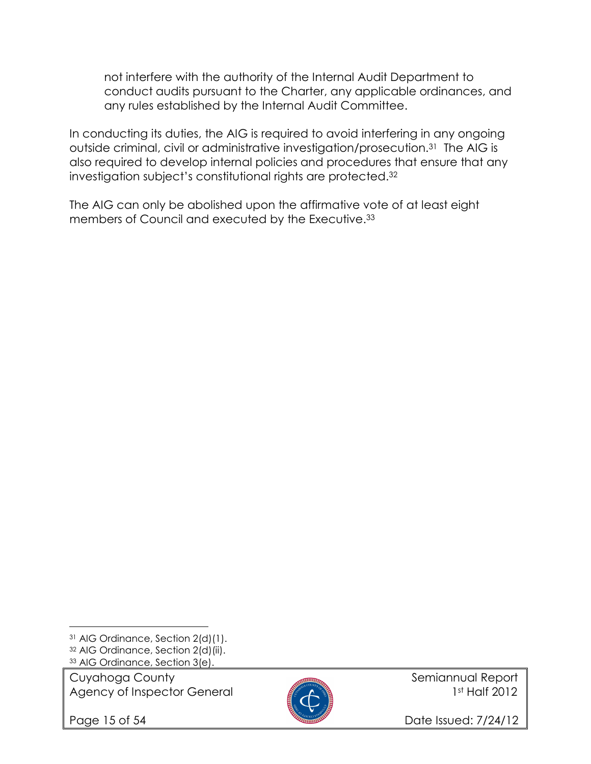not interfere with the authority of the Internal Audit Department to conduct audits pursuant to the Charter, any applicable ordinances, and any rules established by the Internal Audit Committee.

In conducting its duties, the AIG is required to avoid interfering in any ongoing outside criminal, civil or administrative investigation/prosecution.[31] The AIG is also required to develop internal policies and procedures that ensure that any investigation subject's constitutional rights are protected.[32]

The AIG can only be abolished upon the affirmative vote of at least eight members of Council and executed by the Executive.[33]

---

[31] AIG Ordinance, Section 2(d)(1).

[32] AIG Ordinance, Section 2(d)(ii).

[33] AIG Ordinance, Section 3(e).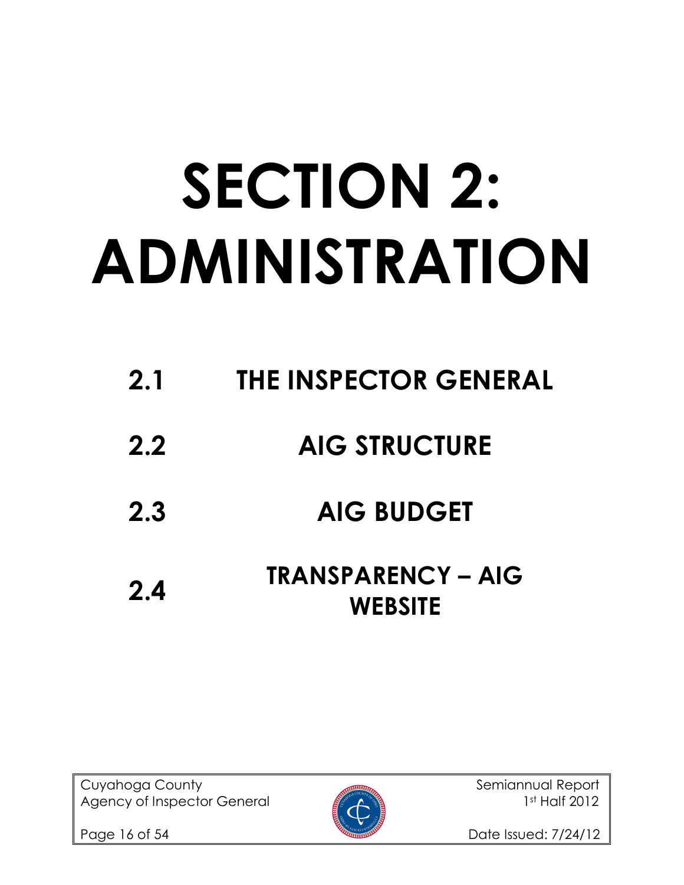# SECTION 2: ADMINISTRATION

## 2.1 THE INSPECTOR GENERAL

## 2.2 AIG STRUCTURE

## 2.3 AIG BUDGET

## 2.4 TRANSPARENCY – AIG WEBSITE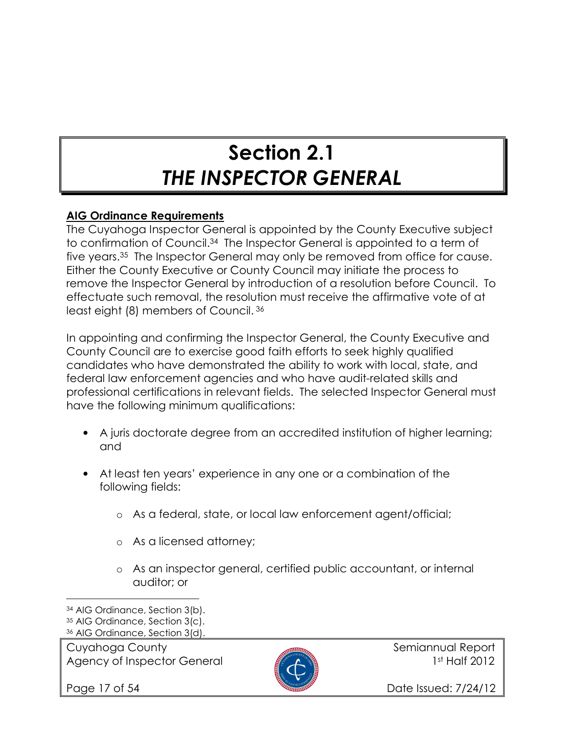# Section 2.1
## *THE INSPECTOR GENERAL*

**AIG Ordinance Requirements**

The Cuyahoga Inspector General is appointed by the County Executive subject to confirmation of Council.[34] The Inspector General is appointed to a term of five years.[35] The Inspector General may only be removed from office for cause. Either the County Executive or County Council may initiate the process to remove the Inspector General by introduction of a resolution before Council. To effectuate such removal, the resolution must receive the affirmative vote of at least eight (8) members of Council.[36]

In appointing and confirming the Inspector General, the County Executive and County Council are to exercise good faith efforts to seek highly qualified candidates who have demonstrated the ability to work with local, state, and federal law enforcement agencies and who have audit-related skills and professional certifications in relevant fields. The selected Inspector General must have the following minimum qualifications:

- A juris doctorate degree from an accredited institution of higher learning; and
- At least ten years' experience in any one or a combination of the following fields:
  - As a federal, state, or local law enforcement agent/official;
  - As a licensed attorney;
  - As an inspector general, certified public accountant, or internal auditor; or

---

[34] AIG Ordinance, Section 3(b).
[35] AIG Ordinance, Section 3(c).
[36] AIG Ordinance, Section 3(d).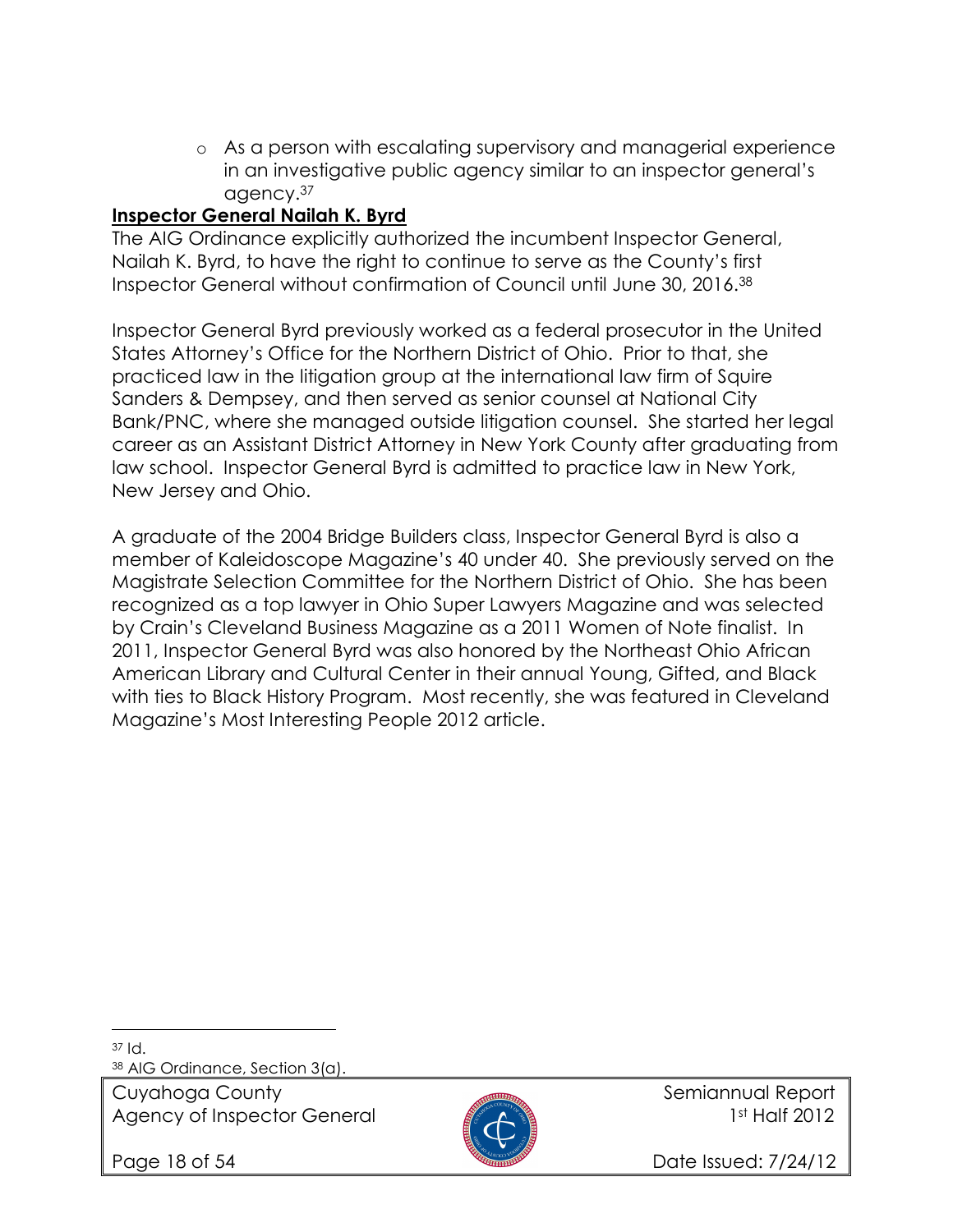- As a person with escalating supervisory and managerial experience in an investigative public agency similar to an inspector general's agency.[37]

**Inspector General Nailah K. Byrd**

The AIG Ordinance explicitly authorized the incumbent Inspector General, Nailah K. Byrd, to have the right to continue to serve as the County's first Inspector General without confirmation of Council until June 30, 2016.[38]

Inspector General Byrd previously worked as a federal prosecutor in the United States Attorney's Office for the Northern District of Ohio. Prior to that, she practiced law in the litigation group at the international law firm of Squire Sanders & Dempsey, and then served as senior counsel at National City Bank/PNC, where she managed outside litigation counsel. She started her legal career as an Assistant District Attorney in New York County after graduating from law school. Inspector General Byrd is admitted to practice law in New York, New Jersey and Ohio.

A graduate of the 2004 Bridge Builders class, Inspector General Byrd is also a member of Kaleidoscope Magazine's 40 under 40. She previously served on the Magistrate Selection Committee for the Northern District of Ohio. She has been recognized as a top lawyer in Ohio Super Lawyers Magazine and was selected by Crain's Cleveland Business Magazine as a 2011 Women of Note finalist. In 2011, Inspector General Byrd was also honored by the Northeast Ohio African American Library and Cultural Center in their annual Young, Gifted, and Black with ties to Black History Program. Most recently, she was featured in Cleveland Magazine's Most Interesting People 2012 article.

---

[37] Id.

[38] AIG Ordinance, Section 3(a).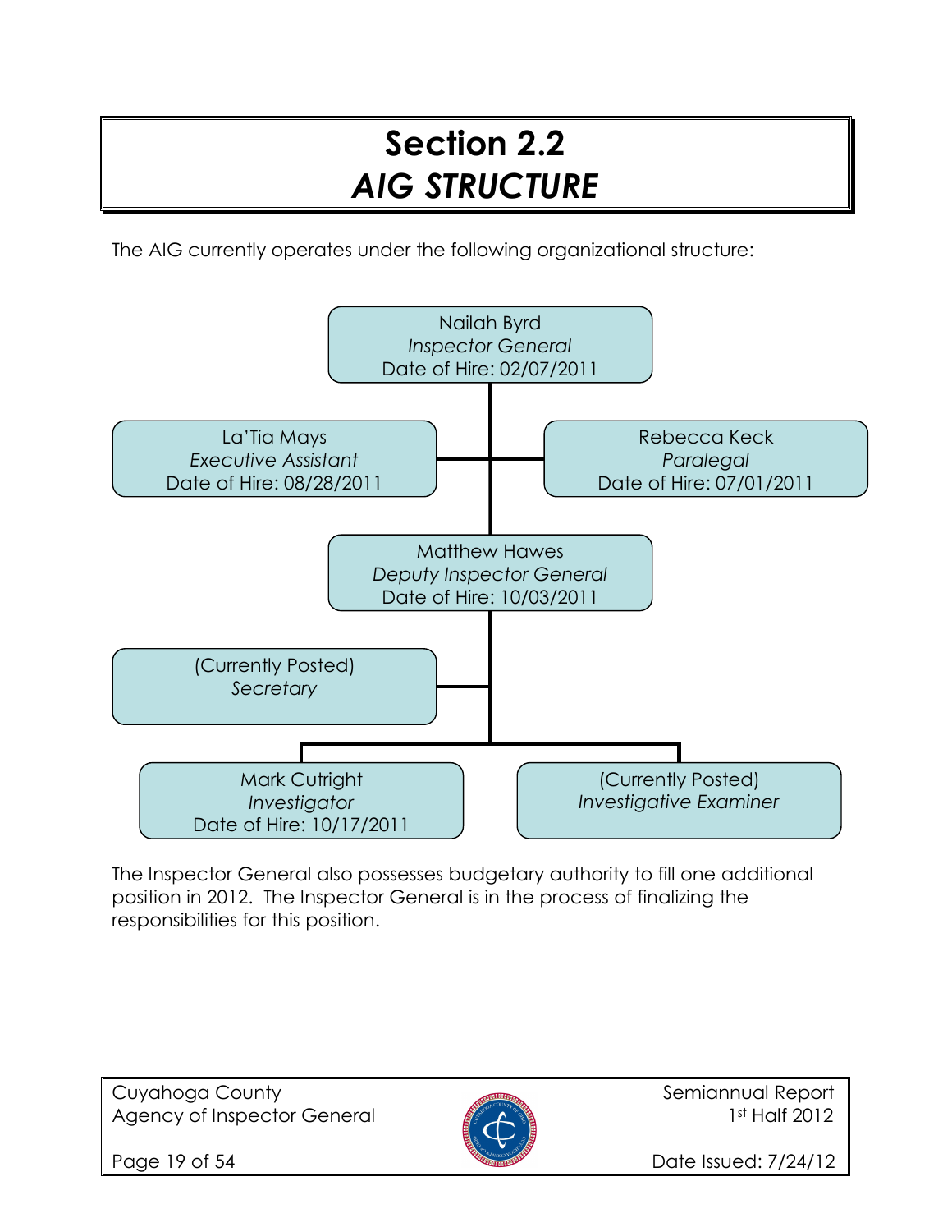# Section 2.2
## *AIG STRUCTURE*

The AIG currently operates under the following organizational structure:

Nailah Byrd
*Inspector General*
Date of Hire: 02/07/2011

La'Tia Mays
*Executive Assistant*
Date of Hire: 08/28/2011

Rebecca Keck
*Paralegal*
Date of Hire: 07/01/2011

Matthew Hawes
*Deputy Inspector General*
Date of Hire: 10/03/2011

(Currently Posted)
*Secretary*

Mark Cutright
*Investigator*
Date of Hire: 10/17/2011

(Currently Posted)
*Investigative Examiner*

The Inspector General also possesses budgetary authority to fill one additional position in 2012. The Inspector General is in the process of finalizing the responsibilities for this position.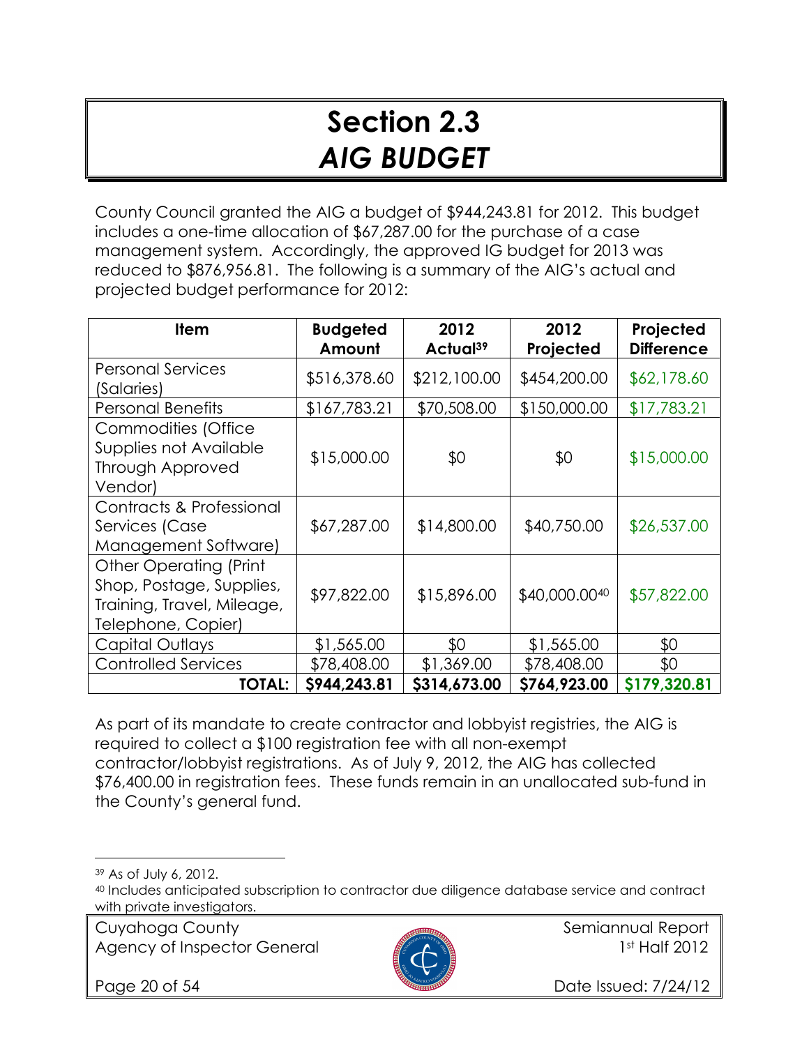# Section 2.3
# *AIG BUDGET*

County Council granted the AIG a budget of $944,243.81 for 2012. This budget includes a one-time allocation of $67,287.00 for the purchase of a case management system. Accordingly, the approved IG budget for 2013 was reduced to $876,956.81. The following is a summary of the AIG's actual and projected budget performance for 2012:

| Item | Budgeted Amount | 2012 Actual[39] | 2012 Projected | Projected Difference |
|---|---|---|---|---|
| Personal Services (Salaries) | $516,378.60 | $212,100.00 | $454,200.00 | $62,178.60 |
| Personal Benefits | $167,783.21 | $70,508.00 | $150,000.00 | $17,783.21 |
| Commodities (Office Supplies not Available Through Approved Vendor) | $15,000.00 | $0 | $0 | $15,000.00 |
| Contracts & Professional Services (Case Management Software) | $67,287.00 | $14,800.00 | $40,750.00 | $26,537.00 |
| Other Operating (Print Shop, Postage, Supplies, Training, Travel, Mileage, Telephone, Copier) | $97,822.00 | $15,896.00 | $40,000.00[40] | $57,822.00 |
| Capital Outlays | $1,565.00 | $0 | $1,565.00 | $0 |
| Controlled Services | $78,408.00 | $1,369.00 | $78,408.00 | $0 |
| **TOTAL:** | **$944,243.81** | **$314,673.00** | **$764,923.00** | **$179,320.81** |

As part of its mandate to create contractor and lobbyist registries, the AIG is required to collect a $100 registration fee with all non-exempt contractor/lobbyist registrations. As of July 9, 2012, the AIG has collected $76,400.00 in registration fees. These funds remain in an unallocated sub-fund in the County's general fund.

[39] As of July 6, 2012.

[40] Includes anticipated subscription to contractor due diligence database service and contract with private investigators.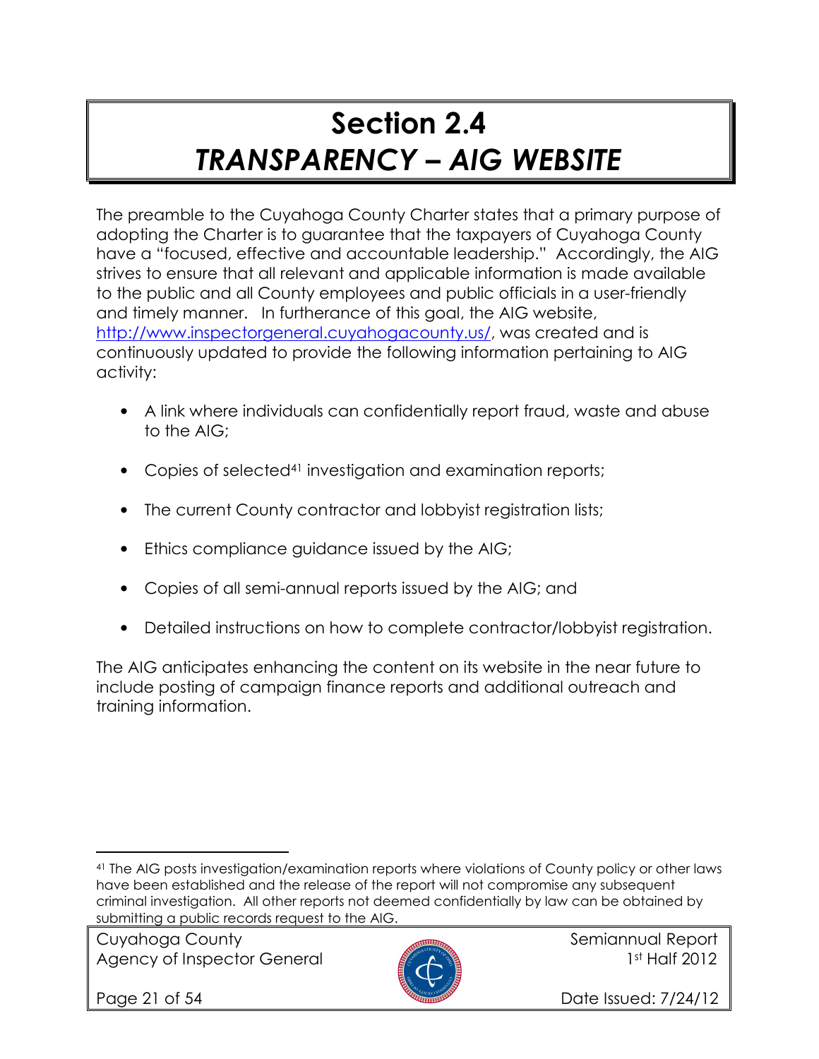# Section 2.4
# *TRANSPARENCY – AIG WEBSITE*

The preamble to the Cuyahoga County Charter states that a primary purpose of adopting the Charter is to guarantee that the taxpayers of Cuyahoga County have a "focused, effective and accountable leadership." Accordingly, the AIG strives to ensure that all relevant and applicable information is made available to the public and all County employees and public officials in a user-friendly and timely manner. In furtherance of this goal, the AIG website, http://www.inspectorgeneral.cuyahogacounty.us/, was created and is continuously updated to provide the following information pertaining to AIG activity:

- A link where individuals can confidentially report fraud, waste and abuse to the AIG;
- Copies of selected[41] investigation and examination reports;
- The current County contractor and lobbyist registration lists;
- Ethics compliance guidance issued by the AIG;
- Copies of all semi-annual reports issued by the AIG; and
- Detailed instructions on how to complete contractor/lobbyist registration.

The AIG anticipates enhancing the content on its website in the near future to include posting of campaign finance reports and additional outreach and training information.

---

[41] The AIG posts investigation/examination reports where violations of County policy or other laws have been established and the release of the report will not compromise any subsequent criminal investigation. All other reports not deemed confidentially by law can be obtained by submitting a public records request to the AIG.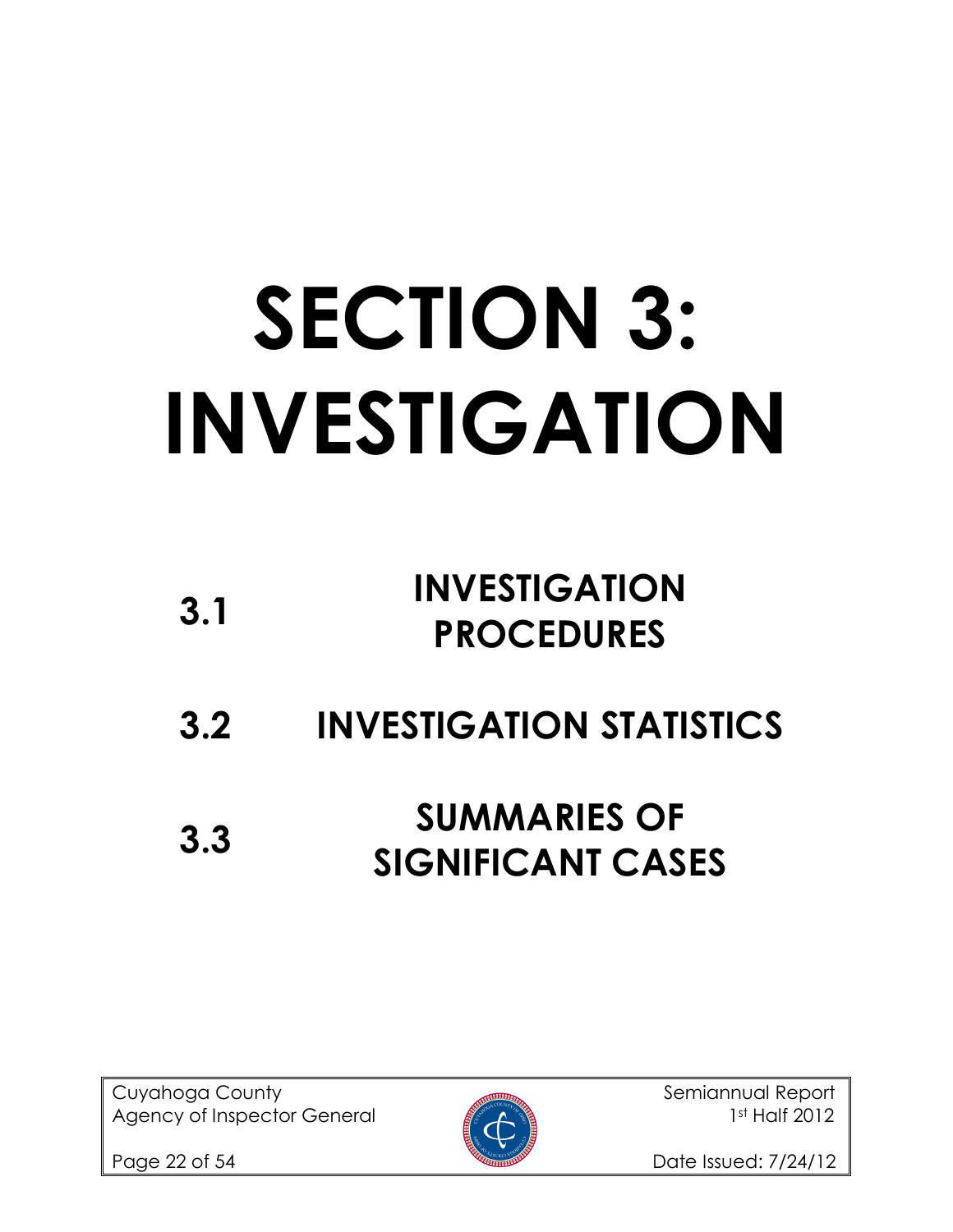# SECTION 3: INVESTIGATION

## 3.1 INVESTIGATION PROCEDURES

## 3.2 INVESTIGATION STATISTICS

## 3.3 SUMMARIES OF SIGNIFICANT CASES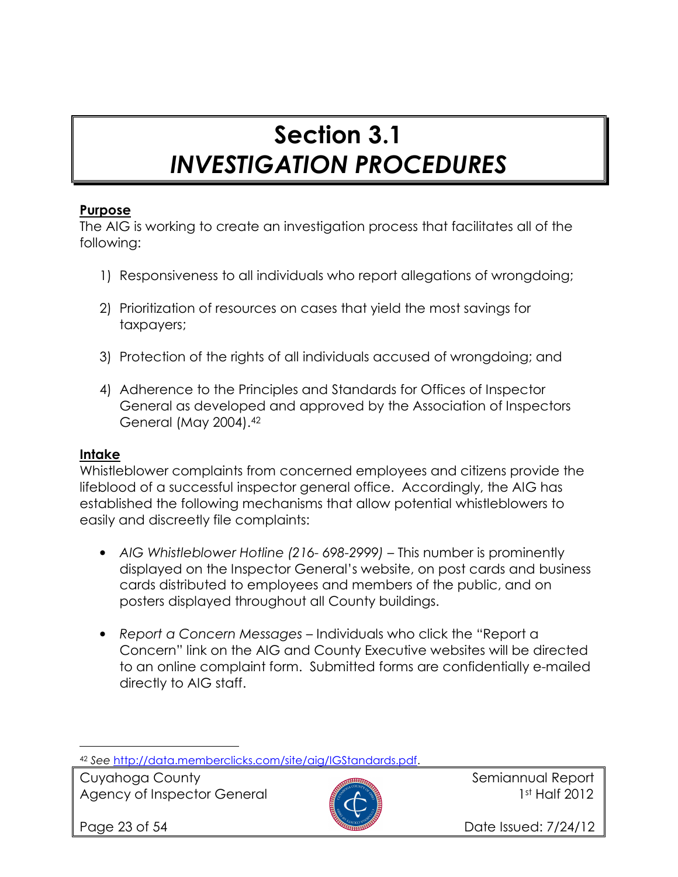# Section 3.1
## *INVESTIGATION PROCEDURES*

**Purpose**

The AIG is working to create an investigation process that facilitates all of the following:

1) Responsiveness to all individuals who report allegations of wrongdoing;

2) Prioritization of resources on cases that yield the most savings for taxpayers;

3) Protection of the rights of all individuals accused of wrongdoing; and

4) Adherence to the Principles and Standards for Offices of Inspector General as developed and approved by the Association of Inspectors General (May 2004).[42]

**Intake**

Whistleblower complaints from concerned employees and citizens provide the lifeblood of a successful inspector general office. Accordingly, the AIG has established the following mechanisms that allow potential whistleblowers to easily and discreetly file complaints:

- *AIG Whistleblower Hotline (216- 698-2999)* – This number is prominently displayed on the Inspector General's website, on post cards and business cards distributed to employees and members of the public, and on posters displayed throughout all County buildings.

- *Report a Concern Messages* – Individuals who click the "Report a Concern" link on the AIG and County Executive websites will be directed to an online complaint form. Submitted forms are confidentially e-mailed directly to AIG staff.

---

[42] *See* http://data.memberclicks.com/site/aig/IGStandards.pdf.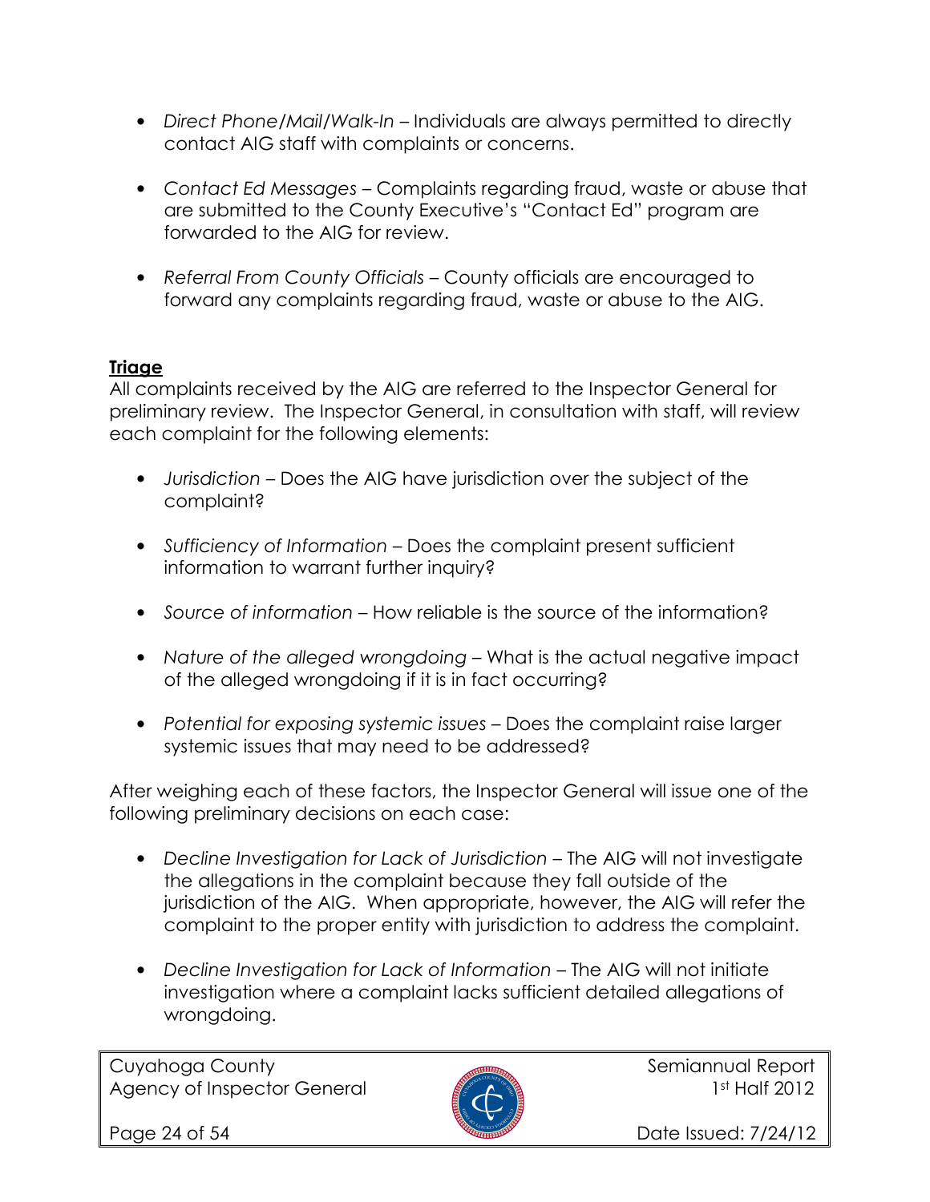- *Direct Phone/Mail/Walk-In* – Individuals are always permitted to directly contact AIG staff with complaints or concerns.

- *Contact Ed Messages* – Complaints regarding fraud, waste or abuse that are submitted to the County Executive's "Contact Ed" program are forwarded to the AIG for review.

- *Referral From County Officials* – County officials are encouraged to forward any complaints regarding fraud, waste or abuse to the AIG.

**Triage**

All complaints received by the AIG are referred to the Inspector General for preliminary review. The Inspector General, in consultation with staff, will review each complaint for the following elements:

- *Jurisdiction* – Does the AIG have jurisdiction over the subject of the complaint?

- *Sufficiency of Information* – Does the complaint present sufficient information to warrant further inquiry?

- *Source of information* – How reliable is the source of the information?

- *Nature of the alleged wrongdoing* – What is the actual negative impact of the alleged wrongdoing if it is in fact occurring?

- *Potential for exposing systemic issues* – Does the complaint raise larger systemic issues that may need to be addressed?

After weighing each of these factors, the Inspector General will issue one of the following preliminary decisions on each case:

- *Decline Investigation for Lack of Jurisdiction* – The AIG will not investigate the allegations in the complaint because they fall outside of the jurisdiction of the AIG. When appropriate, however, the AIG will refer the complaint to the proper entity with jurisdiction to address the complaint.

- *Decline Investigation for Lack of Information* – The AIG will not initiate investigation where a complaint lacks sufficient detailed allegations of wrongdoing.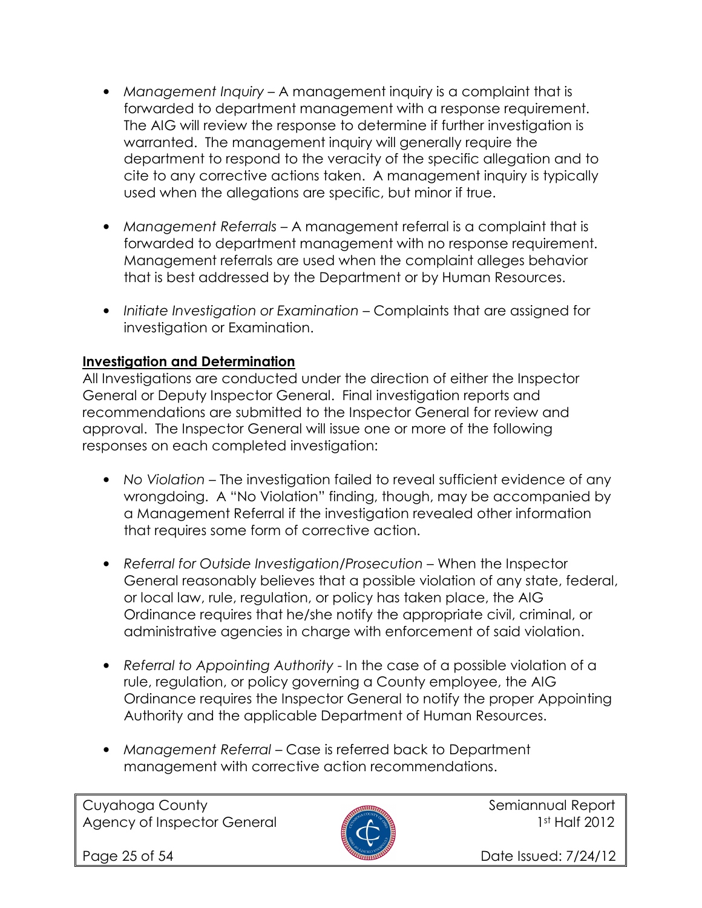- *Management Inquiry* – A management inquiry is a complaint that is forwarded to department management with a response requirement. The AIG will review the response to determine if further investigation is warranted. The management inquiry will generally require the department to respond to the veracity of the specific allegation and to cite to any corrective actions taken. A management inquiry is typically used when the allegations are specific, but minor if true.

- *Management Referrals* – A management referral is a complaint that is forwarded to department management with no response requirement. Management referrals are used when the complaint alleges behavior that is best addressed by the Department or by Human Resources.

- *Initiate Investigation or Examination* – Complaints that are assigned for investigation or Examination.

**Investigation and Determination**

All Investigations are conducted under the direction of either the Inspector General or Deputy Inspector General. Final investigation reports and recommendations are submitted to the Inspector General for review and approval. The Inspector General will issue one or more of the following responses on each completed investigation:

- *No Violation* – The investigation failed to reveal sufficient evidence of any wrongdoing. A "No Violation" finding, though, may be accompanied by a Management Referral if the investigation revealed other information that requires some form of corrective action.

- *Referral for Outside Investigation/Prosecution* – When the Inspector General reasonably believes that a possible violation of any state, federal, or local law, rule, regulation, or policy has taken place, the AIG Ordinance requires that he/she notify the appropriate civil, criminal, or administrative agencies in charge with enforcement of said violation.

- *Referral to Appointing Authority* - In the case of a possible violation of a rule, regulation, or policy governing a County employee, the AIG Ordinance requires the Inspector General to notify the proper Appointing Authority and the applicable Department of Human Resources.

- *Management Referral* – Case is referred back to Department management with corrective action recommendations.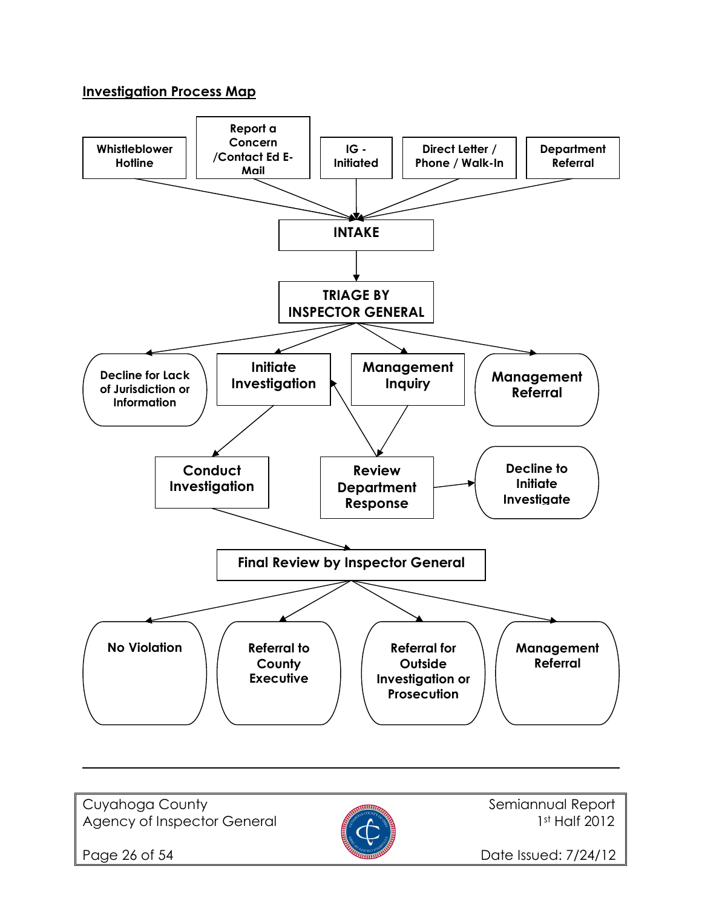## Investigation Process Map

Whistleblower Hotline

Report a Concern /Contact Ed E-Mail

IG - Initiated

Direct Letter / Phone / Walk-In

Department Referral

INTAKE

TRIAGE BY INSPECTOR GENERAL

Decline for Lack of Jurisdiction or Information

Initiate Investigation

Management Inquiry

Management Referral

Conduct Investigation

Review Department Response

Decline to Initiate Investigate

Final Review by Inspector General

No Violation

Referral to County Executive

Referral for Outside Investigation or Prosecution

Management Referral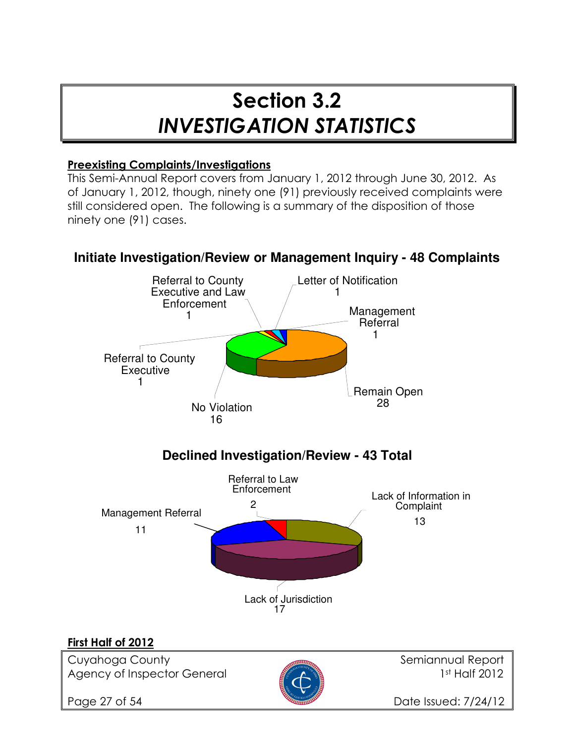# Section 3.2
# *INVESTIGATION STATISTICS*

**Preexisting Complaints/Investigations**

This Semi-Annual Report covers from January 1, 2012 through June 30, 2012. As of January 1, 2012, though, ninety one (91) previously received complaints were still considered open. The following is a summary of the disposition of those ninety one (91) cases.

### Initiate Investigation/Review or Management Inquiry - 48 Complaints

| Disposition | Count |
|---|---|
| Remain Open | 28 |
| No Violation | 16 |
| Referral to County Executive | 1 |
| Referral to County Executive and Law Enforcement | 1 |
| Letter of Notification | 1 |
| Management Referral | 1 |

### Declined Investigation/Review - 43 Total

| Disposition | Count |
|---|---|
| Lack of Jurisdiction | 17 |
| Lack of Information in Complaint | 13 |
| Management Referral | 11 |
| Referral to Law Enforcement | 2 |

**First Half of 2012**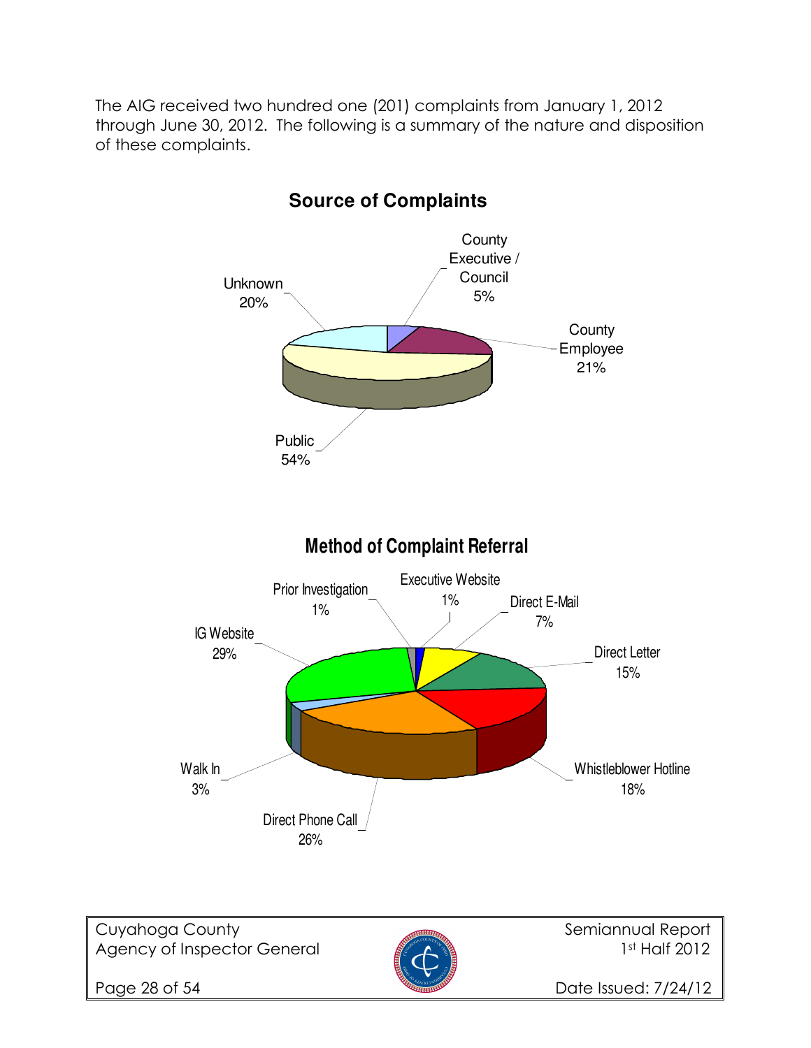The AIG received two hundred one (201) complaints from January 1, 2012 through June 30, 2012. The following is a summary of the nature and disposition of these complaints.

**Source of Complaints**

- County Executive / Council 5%
- County Employee 21%
- Public 54%
- Unknown 20%

**Method of Complaint Referral**

- Executive Website 1%
- Direct E-Mail 7%
- Direct Letter 15%
- Whistleblower Hotline 18%
- Direct Phone Call 26%
- Walk In 3%
- IG Website 29%
- Prior Investigation 1%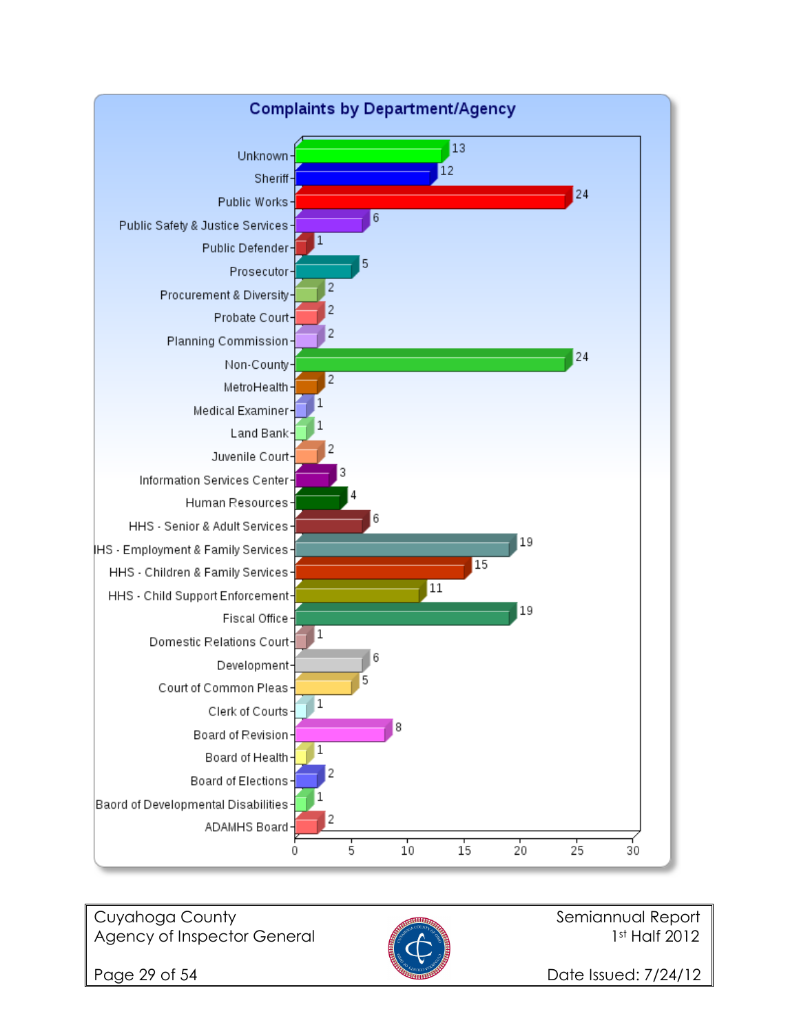## Complaints by Department/Agency

| Department/Agency | Complaints |
| --- | --- |
| Unknown | 13 |
| Sheriff | 12 |
| Public Works | 24 |
| Public Safety & Justice Services | 6 |
| Public Defender | 1 |
| Prosecutor | 5 |
| Procurement & Diversity | 2 |
| Probate Court | 2 |
| Planning Commission | 2 |
| Non-County | 24 |
| MetroHealth | 2 |
| Medical Examiner | 1 |
| Land Bank | 1 |
| Juvenile Court | 2 |
| Information Services Center | 3 |
| Human Resources | 4 |
| HHS - Senior & Adult Services | 6 |
| HHS - Employment & Family Services | 19 |
| HHS - Children & Family Services | 15 |
| HHS - Child Support Enforcement | 11 |
| Fiscal Office | 19 |
| Domestic Relations Court | 1 |
| Development | 6 |
| Court of Common Pleas | 5 |
| Clerk of Courts | 1 |
| Board of Revision | 8 |
| Board of Health | 1 |
| Board of Elections | 2 |
| Baord of Developmental Disabilities | 1 |
| ADAMHS Board | 2 |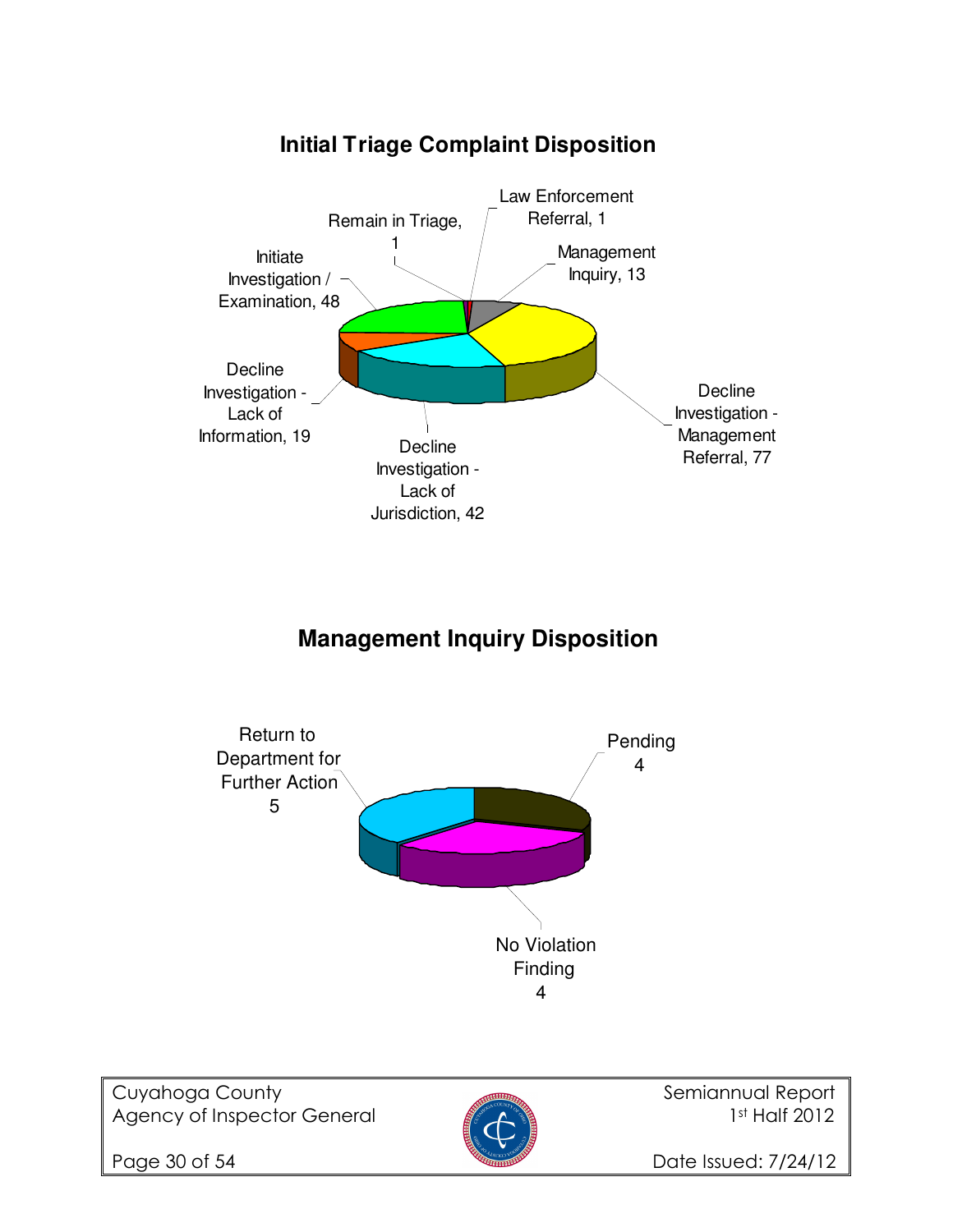## Initial Triage Complaint Disposition

Law Enforcement Referral, 1

Remain in Triage, 1

Management Inquiry, 13

Initiate Investigation / Examination, 48

Decline Investigation - Lack of Information, 19

Decline Investigation - Management Referral, 77

Decline Investigation - Lack of Jurisdiction, 42

## Management Inquiry Disposition

Return to Department for Further Action 5

Pending 4

No Violation Finding 4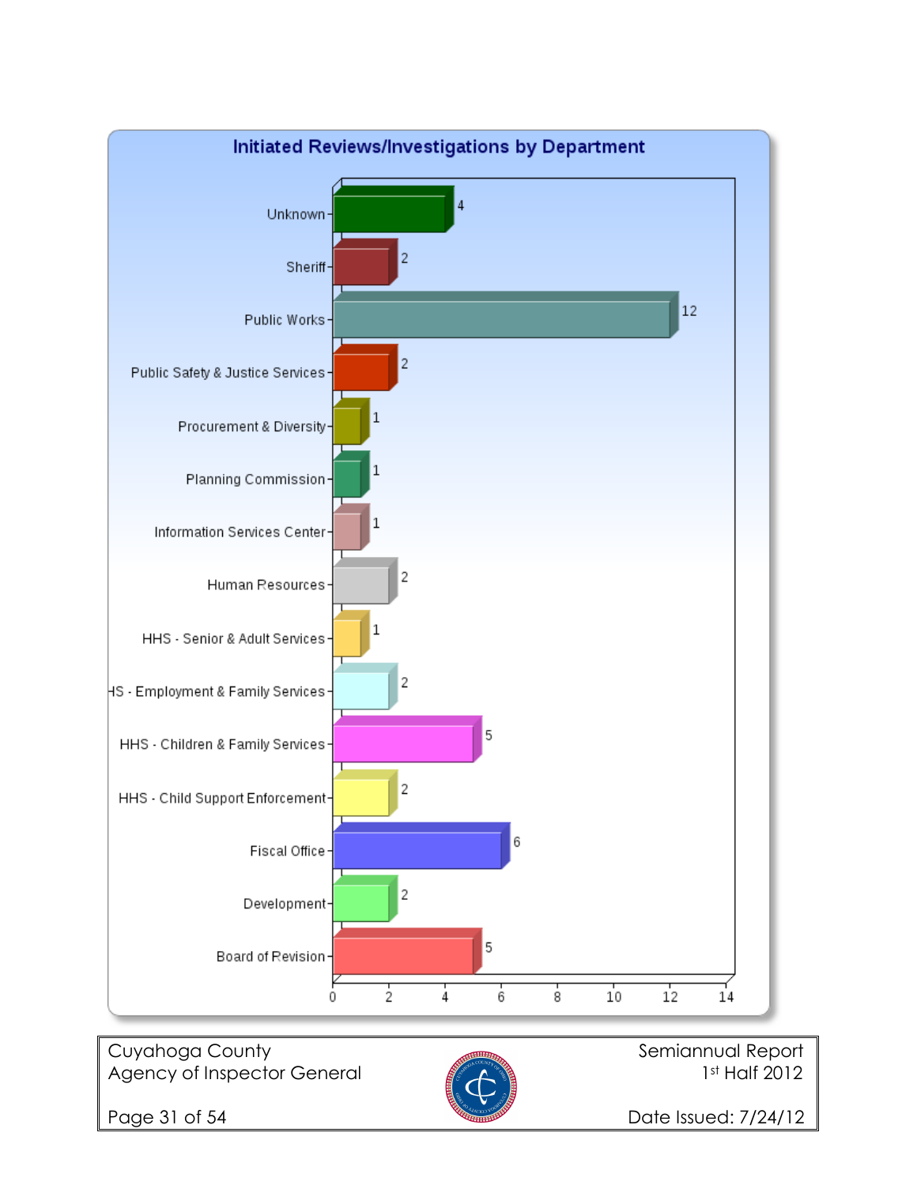## Initiated Reviews/Investigations by Department

| Department | Count |
|---|---|
| Unknown | 4 |
| Sheriff | 2 |
| Public Works | 12 |
| Public Safety & Justice Services | 2 |
| Procurement & Diversity | 1 |
| Planning Commission | 1 |
| Information Services Center | 1 |
| Human Resources | 2 |
| HHS - Senior & Adult Services | 1 |
| HHS - Employment & Family Services | 2 |
| HHS - Children & Family Services | 5 |
| HHS - Child Support Enforcement | 2 |
| Fiscal Office | 6 |
| Development | 2 |
| Board of Revision | 5 |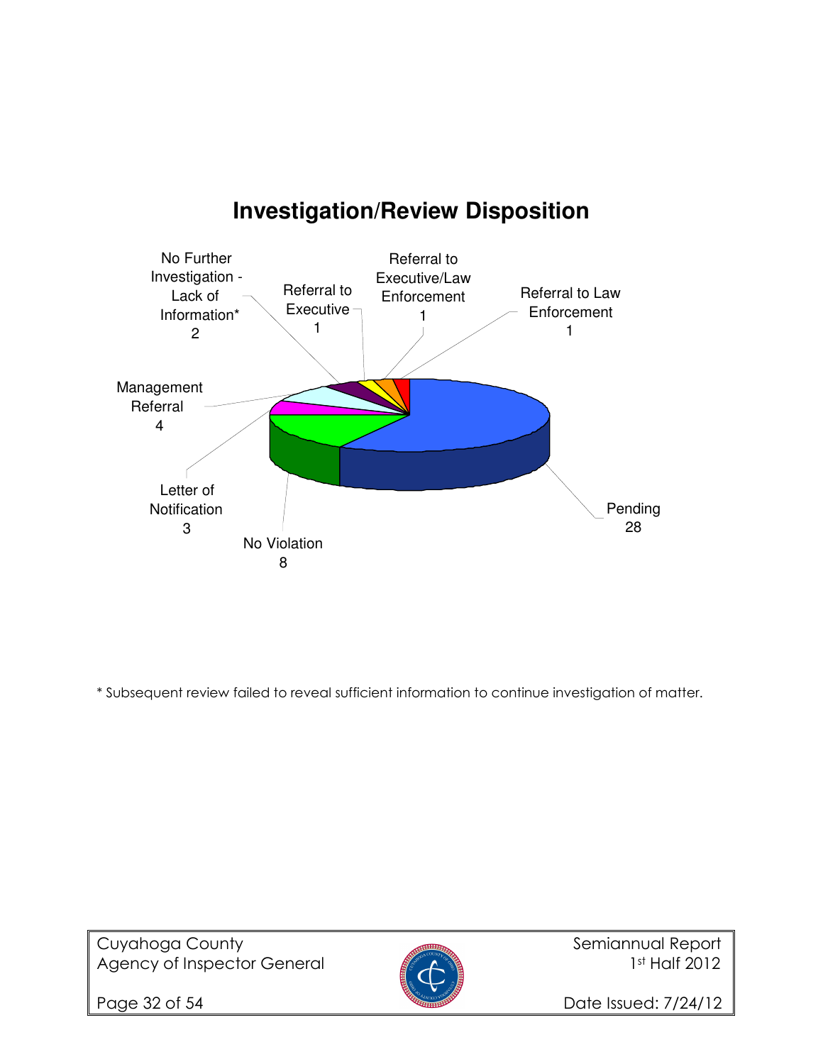# Investigation/Review Disposition

| Disposition | Count |
|---|---|
| Pending | 28 |
| No Violation | 8 |
| Letter of Notification | 3 |
| Management Referral | 4 |
| No Further Investigation - Lack of Information* | 2 |
| Referral to Executive | 1 |
| Referral to Executive/Law Enforcement | 1 |
| Referral to Law Enforcement | 1 |

* Subsequent review failed to reveal sufficient information to continue investigation of matter.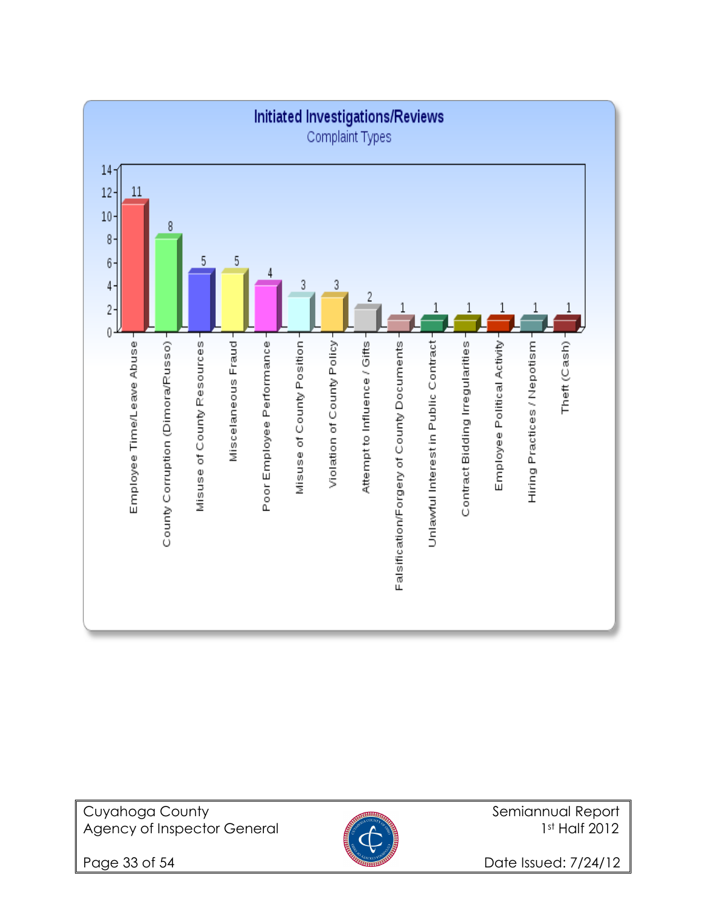## Initiated Investigations/Reviews

### Complaint Types

| Complaint Type | Count |
|---|---|
| Employee Time/Leave Abuse | 11 |
| County Corruption (Dimora/Russo) | 8 |
| Misuse of County Resources | 5 |
| Miscelaneous Fraud | 5 |
| Poor Employee Performance | 4 |
| Misuse of County Position | 3 |
| Violation of County Policy | 3 |
| Attempt to Influence / Gifts | 2 |
| Falsification/Forgery of County Documents | 1 |
| Unlawful Interest in Public Contract | 1 |
| Contract Bidding Irregularities | 1 |
| Employee Political Activity | 1 |
| Hiring Practices / Nepotism | 1 |
| Theft (Cash) | 1 |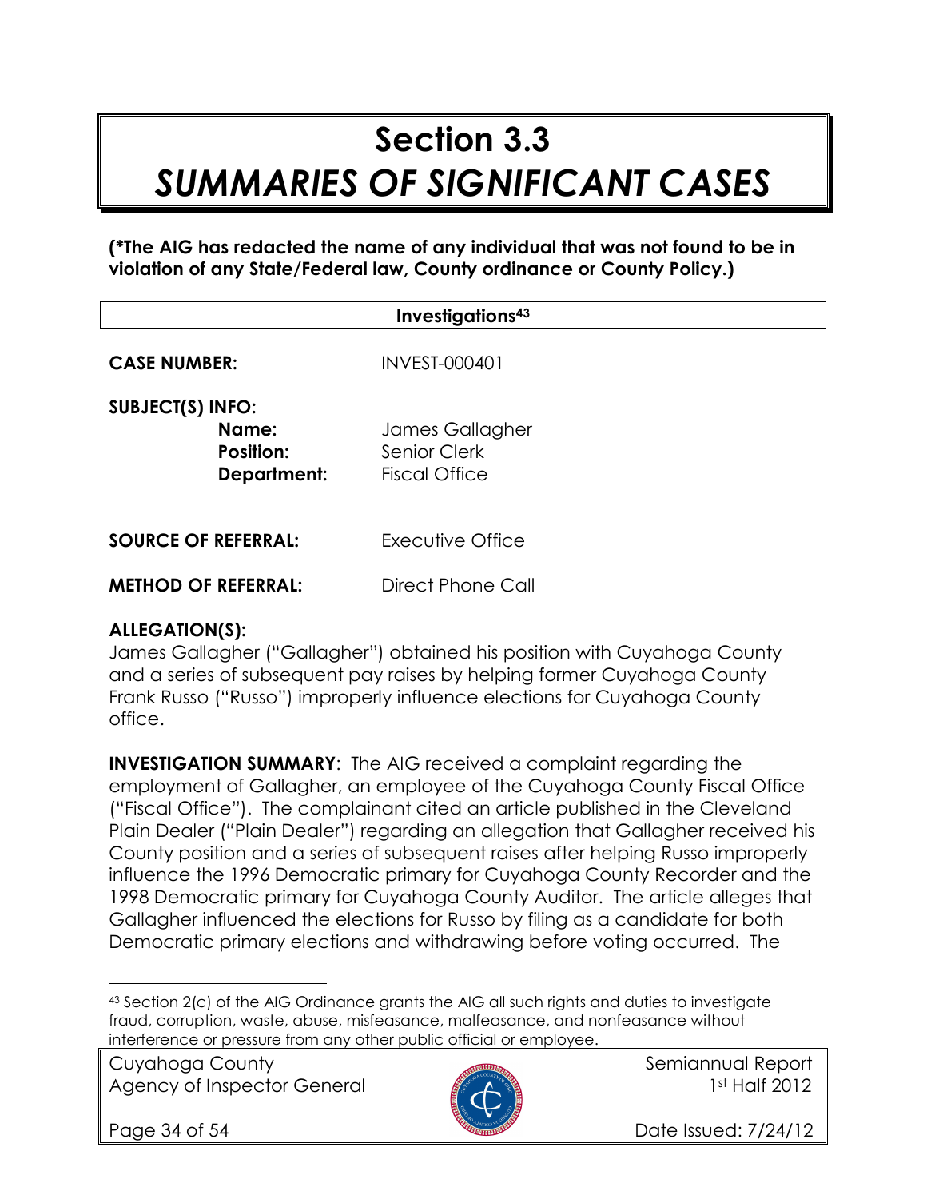# Section 3.3
# *SUMMARIES OF SIGNIFICANT CASES*

**(*The AIG has redacted the name of any individual that was not found to be in violation of any State/Federal law, County ordinance or County Policy.)**

**Investigations[43]**

**CASE NUMBER:** INVEST-000401

**SUBJECT(S) INFO:**

**Name:** James Gallagher
**Position:** Senior Clerk
**Department:** Fiscal Office

**SOURCE OF REFERRAL:** Executive Office

**METHOD OF REFERRAL:** Direct Phone Call

**ALLEGATION(S):**
James Gallagher ("Gallagher") obtained his position with Cuyahoga County and a series of subsequent pay raises by helping former Cuyahoga County Frank Russo ("Russo") improperly influence elections for Cuyahoga County office.

**INVESTIGATION SUMMARY**: The AIG received a complaint regarding the employment of Gallagher, an employee of the Cuyahoga County Fiscal Office ("Fiscal Office"). The complainant cited an article published in the Cleveland Plain Dealer ("Plain Dealer") regarding an allegation that Gallagher received his County position and a series of subsequent raises after helping Russo improperly influence the 1996 Democratic primary for Cuyahoga County Recorder and the 1998 Democratic primary for Cuyahoga County Auditor. The article alleges that Gallagher influenced the elections for Russo by filing as a candidate for both Democratic primary elections and withdrawing before voting occurred. The

[43] Section 2(c) of the AIG Ordinance grants the AIG all such rights and duties to investigate fraud, corruption, waste, abuse, misfeasance, malfeasance, and nonfeasance without interference or pressure from any other public official or employee.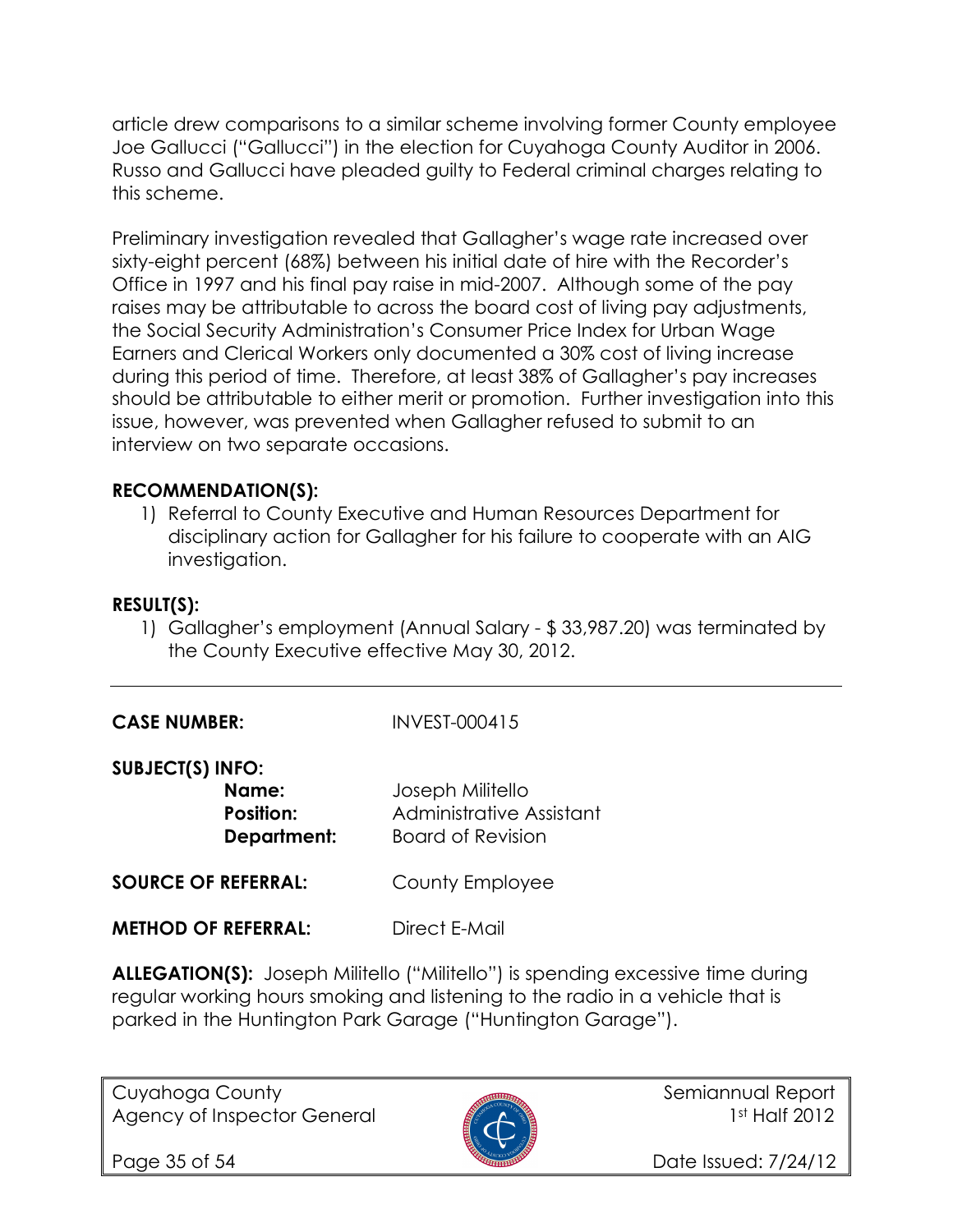article drew comparisons to a similar scheme involving former County employee Joe Gallucci ("Gallucci") in the election for Cuyahoga County Auditor in 2006. Russo and Gallucci have pleaded guilty to Federal criminal charges relating to this scheme.

Preliminary investigation revealed that Gallagher's wage rate increased over sixty-eight percent (68%) between his initial date of hire with the Recorder's Office in 1997 and his final pay raise in mid-2007. Although some of the pay raises may be attributable to across the board cost of living pay adjustments, the Social Security Administration's Consumer Price Index for Urban Wage Earners and Clerical Workers only documented a 30% cost of living increase during this period of time. Therefore, at least 38% of Gallagher's pay increases should be attributable to either merit or promotion. Further investigation into this issue, however, was prevented when Gallagher refused to submit to an interview on two separate occasions.

**RECOMMENDATION(S):**

1) Referral to County Executive and Human Resources Department for disciplinary action for Gallagher for his failure to cooperate with an AIG investigation.

**RESULT(S):**

1) Gallagher's employment (Annual Salary - $ 33,987.20) was terminated by the County Executive effective May 30, 2012.

---

**CASE NUMBER:** INVEST-000415

**SUBJECT(S) INFO:**

- **Name:** Joseph Militello
- **Position:** Administrative Assistant
- **Department:** Board of Revision

**SOURCE OF REFERRAL:** County Employee

**METHOD OF REFERRAL:** Direct E-Mail

**ALLEGATION(S):** Joseph Militello ("Militello") is spending excessive time during regular working hours smoking and listening to the radio in a vehicle that is parked in the Huntington Park Garage ("Huntington Garage").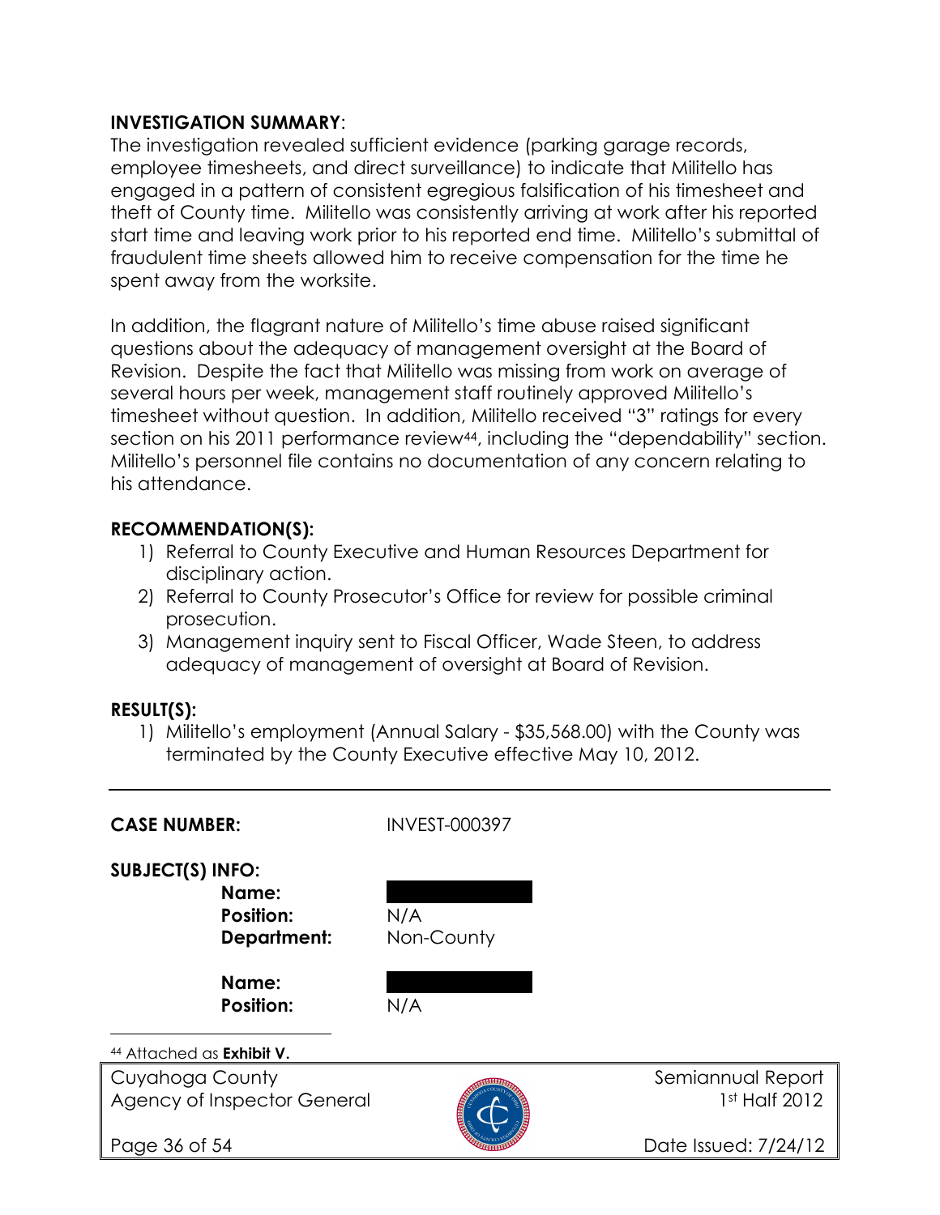**INVESTIGATION SUMMARY**:
The investigation revealed sufficient evidence (parking garage records, employee timesheets, and direct surveillance) to indicate that Militello has engaged in a pattern of consistent egregious falsification of his timesheet and theft of County time. Militello was consistently arriving at work after his reported start time and leaving work prior to his reported end time. Militello's submittal of fraudulent time sheets allowed him to receive compensation for the time he spent away from the worksite.

In addition, the flagrant nature of Militello's time abuse raised significant questions about the adequacy of management oversight at the Board of Revision. Despite the fact that Militello was missing from work on average of several hours per week, management staff routinely approved Militello's timesheet without question. In addition, Militello received "3" ratings for every section on his 2011 performance review[44], including the "dependability" section. Militello's personnel file contains no documentation of any concern relating to his attendance.

**RECOMMENDATION(S):**

1) Referral to County Executive and Human Resources Department for disciplinary action.
2) Referral to County Prosecutor's Office for review for possible criminal prosecution.
3) Management inquiry sent to Fiscal Officer, Wade Steen, to address adequacy of management of oversight at Board of Revision.

**RESULT(S):**

1) Militello's employment (Annual Salary - $35,568.00) with the County was terminated by the County Executive effective May 10, 2012.

---

**CASE NUMBER:** INVEST-000397

**SUBJECT(S) INFO:**

**Name:** [REDACTED]
**Position:** N/A
**Department:** Non-County

**Name:** [REDACTED]
**Position:** N/A

[44] Attached as **Exhibit V.**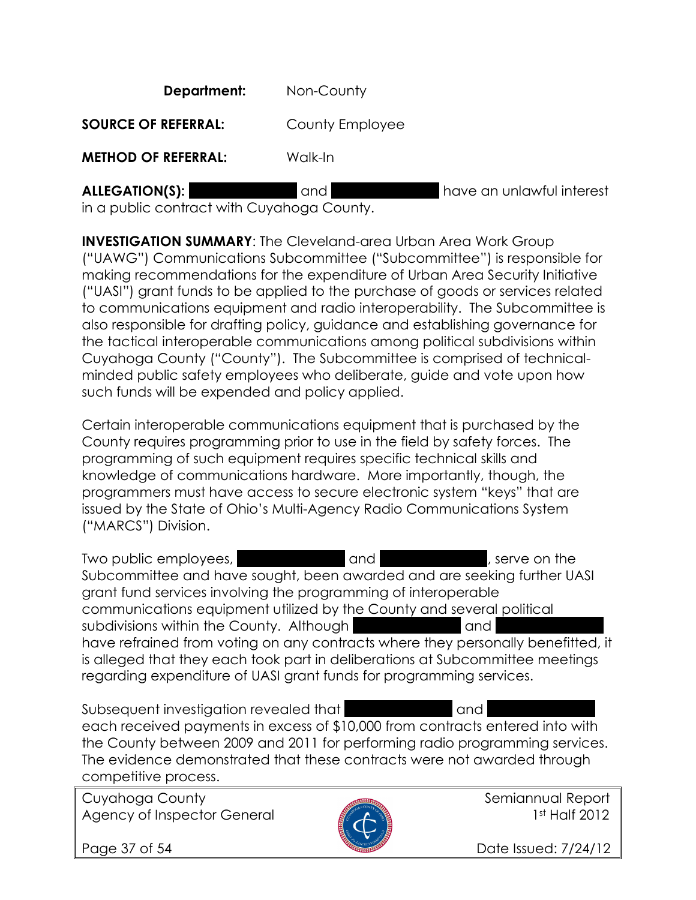**Department:** Non-County

**SOURCE OF REFERRAL:** County Employee

**METHOD OF REFERRAL:** Walk-In

**ALLEGATION(S):** [REDACTED] and [REDACTED] have an unlawful interest in a public contract with Cuyahoga County.

**INVESTIGATION SUMMARY**: The Cleveland-area Urban Area Work Group ("UAWG") Communications Subcommittee ("Subcommittee") is responsible for making recommendations for the expenditure of Urban Area Security Initiative ("UASI") grant funds to be applied to the purchase of goods or services related to communications equipment and radio interoperability. The Subcommittee is also responsible for drafting policy, guidance and establishing governance for the tactical interoperable communications among political subdivisions within Cuyahoga County ("County"). The Subcommittee is comprised of technical-minded public safety employees who deliberate, guide and vote upon how such funds will be expended and policy applied.

Certain interoperable communications equipment that is purchased by the County requires programming prior to use in the field by safety forces. The programming of such equipment requires specific technical skills and knowledge of communications hardware. More importantly, though, the programmers must have access to secure electronic system "keys" that are issued by the State of Ohio's Multi-Agency Radio Communications System ("MARCS") Division.

Two public employees, [REDACTED] and [REDACTED], serve on the Subcommittee and have sought, been awarded and are seeking further UASI grant fund services involving the programming of interoperable communications equipment utilized by the County and several political subdivisions within the County. Although [REDACTED] and [REDACTED] have refrained from voting on any contracts where they personally benefitted, it is alleged that they each took part in deliberations at Subcommittee meetings regarding expenditure of UASI grant funds for programming services.

Subsequent investigation revealed that [REDACTED] and [REDACTED] each received payments in excess of $10,000 from contracts entered into with the County between 2009 and 2011 for performing radio programming services. The evidence demonstrated that these contracts were not awarded through competitive process.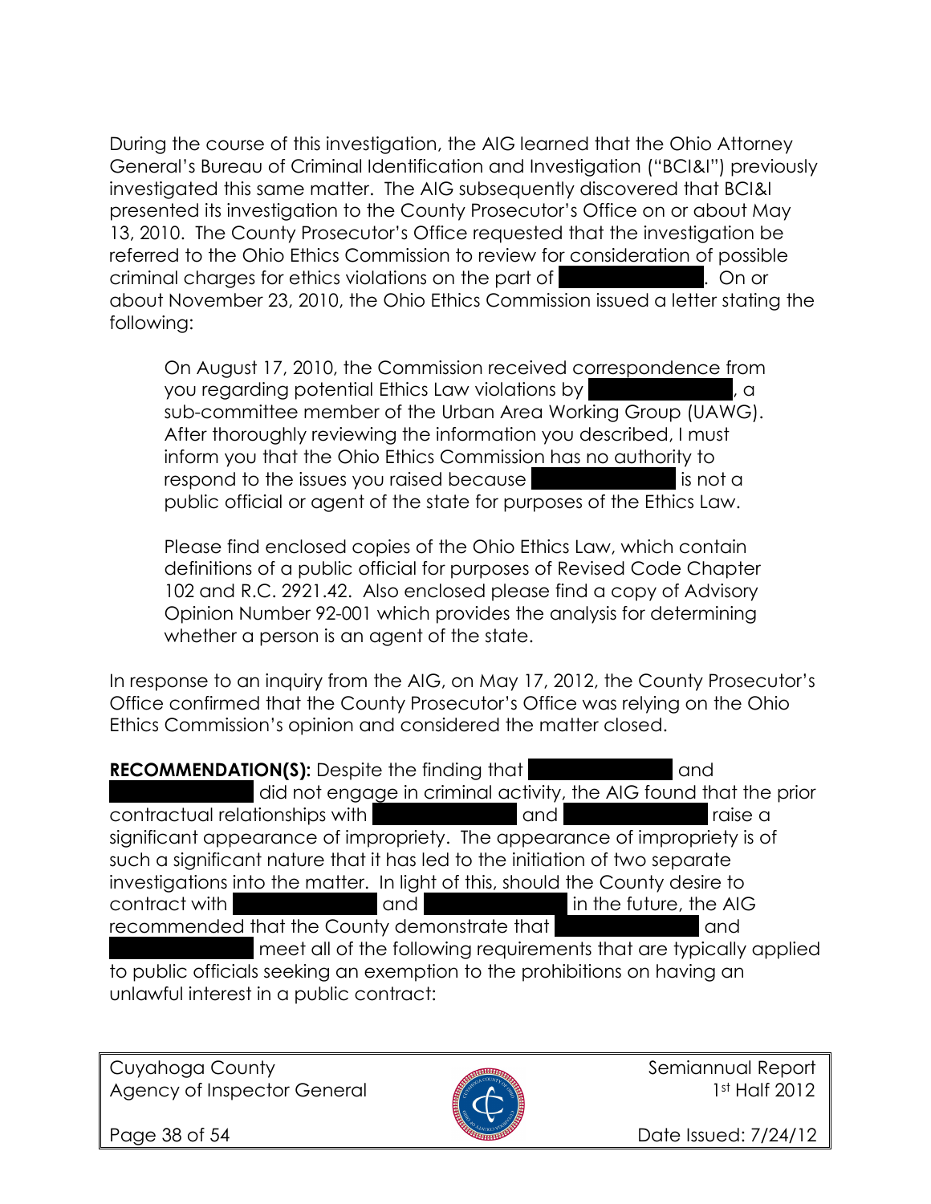During the course of this investigation, the AIG learned that the Ohio Attorney General's Bureau of Criminal Identification and Investigation ("BCI&I") previously investigated this same matter. The AIG subsequently discovered that BCI&I presented its investigation to the County Prosecutor's Office on or about May 13, 2010. The County Prosecutor's Office requested that the investigation be referred to the Ohio Ethics Commission to review for consideration of possible criminal charges for ethics violations on the part of [REDACTED]. On or about November 23, 2010, the Ohio Ethics Commission issued a letter stating the following:

> On August 17, 2010, the Commission received correspondence from you regarding potential Ethics Law violations by [REDACTED], a sub-committee member of the Urban Area Working Group (UAWG). After thoroughly reviewing the information you described, I must inform you that the Ohio Ethics Commission has no authority to respond to the issues you raised because [REDACTED] is not a public official or agent of the state for purposes of the Ethics Law.
>
> Please find enclosed copies of the Ohio Ethics Law, which contain definitions of a public official for purposes of Revised Code Chapter 102 and R.C. 2921.42. Also enclosed please find a copy of Advisory Opinion Number 92-001 which provides the analysis for determining whether a person is an agent of the state.

In response to an inquiry from the AIG, on May 17, 2012, the County Prosecutor's Office confirmed that the County Prosecutor's Office was relying on the Ohio Ethics Commission's opinion and considered the matter closed.

**RECOMMENDATION(S):** Despite the finding that [REDACTED] and [REDACTED] did not engage in criminal activity, the AIG found that the prior contractual relationships with [REDACTED] and [REDACTED] raise a significant appearance of impropriety. The appearance of impropriety is of such a significant nature that it has led to the initiation of two separate investigations into the matter. In light of this, should the County desire to contract with [REDACTED] and [REDACTED] in the future, the AIG recommended that the County demonstrate that [REDACTED] and [REDACTED] meet all of the following requirements that are typically applied to public officials seeking an exemption to the prohibitions on having an unlawful interest in a public contract: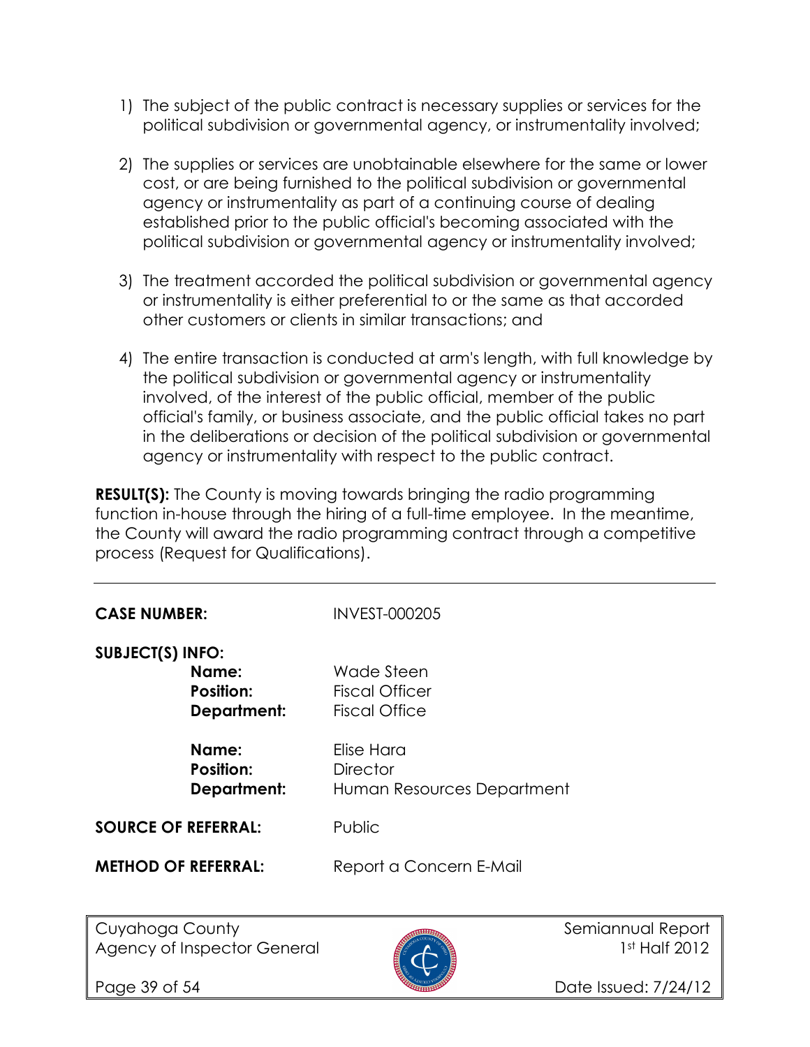1) The subject of the public contract is necessary supplies or services for the political subdivision or governmental agency, or instrumentality involved;

2) The supplies or services are unobtainable elsewhere for the same or lower cost, or are being furnished to the political subdivision or governmental agency or instrumentality as part of a continuing course of dealing established prior to the public official's becoming associated with the political subdivision or governmental agency or instrumentality involved;

3) The treatment accorded the political subdivision or governmental agency or instrumentality is either preferential to or the same as that accorded other customers or clients in similar transactions; and

4) The entire transaction is conducted at arm's length, with full knowledge by the political subdivision or governmental agency or instrumentality involved, of the interest of the public official, member of the public official's family, or business associate, and the public official takes no part in the deliberations or decision of the political subdivision or governmental agency or instrumentality with respect to the public contract.

**RESULT(S):** The County is moving towards bringing the radio programming function in-house through the hiring of a full-time employee. In the meantime, the County will award the radio programming contract through a competitive process (Request for Qualifications).

---

**CASE NUMBER:** INVEST-000205

**SUBJECT(S) INFO:**

**Name:** Wade Steen
**Position:** Fiscal Officer
**Department:** Fiscal Office

**Name:** Elise Hara
**Position:** Director
**Department:** Human Resources Department

**SOURCE OF REFERRAL:** Public

**METHOD OF REFERRAL:** Report a Concern E-Mail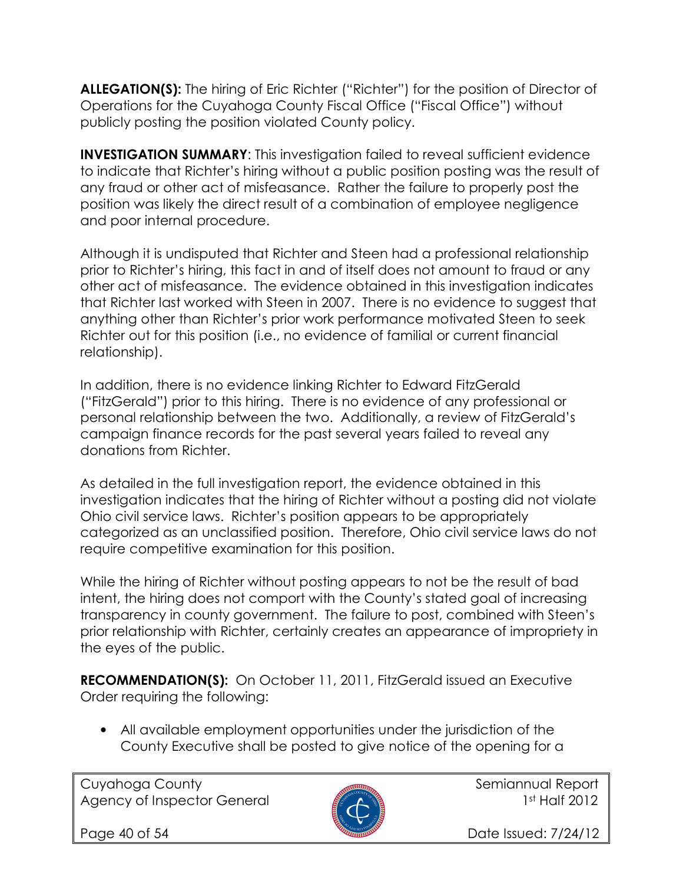**ALLEGATION(S):** The hiring of Eric Richter ("Richter") for the position of Director of Operations for the Cuyahoga County Fiscal Office ("Fiscal Office") without publicly posting the position violated County policy.

**INVESTIGATION SUMMARY**: This investigation failed to reveal sufficient evidence to indicate that Richter's hiring without a public position posting was the result of any fraud or other act of misfeasance. Rather the failure to properly post the position was likely the direct result of a combination of employee negligence and poor internal procedure.

Although it is undisputed that Richter and Steen had a professional relationship prior to Richter's hiring, this fact in and of itself does not amount to fraud or any other act of misfeasance. The evidence obtained in this investigation indicates that Richter last worked with Steen in 2007. There is no evidence to suggest that anything other than Richter's prior work performance motivated Steen to seek Richter out for this position (i.e., no evidence of familial or current financial relationship).

In addition, there is no evidence linking Richter to Edward FitzGerald ("FitzGerald") prior to this hiring. There is no evidence of any professional or personal relationship between the two. Additionally, a review of FitzGerald's campaign finance records for the past several years failed to reveal any donations from Richter.

As detailed in the full investigation report, the evidence obtained in this investigation indicates that the hiring of Richter without a posting did not violate Ohio civil service laws. Richter's position appears to be appropriately categorized as an unclassified position. Therefore, Ohio civil service laws do not require competitive examination for this position.

While the hiring of Richter without posting appears to not be the result of bad intent, the hiring does not comport with the County's stated goal of increasing transparency in county government. The failure to post, combined with Steen's prior relationship with Richter, certainly creates an appearance of impropriety in the eyes of the public.

**RECOMMENDATION(S):** On October 11, 2011, FitzGerald issued an Executive Order requiring the following:

- All available employment opportunities under the jurisdiction of the County Executive shall be posted to give notice of the opening for a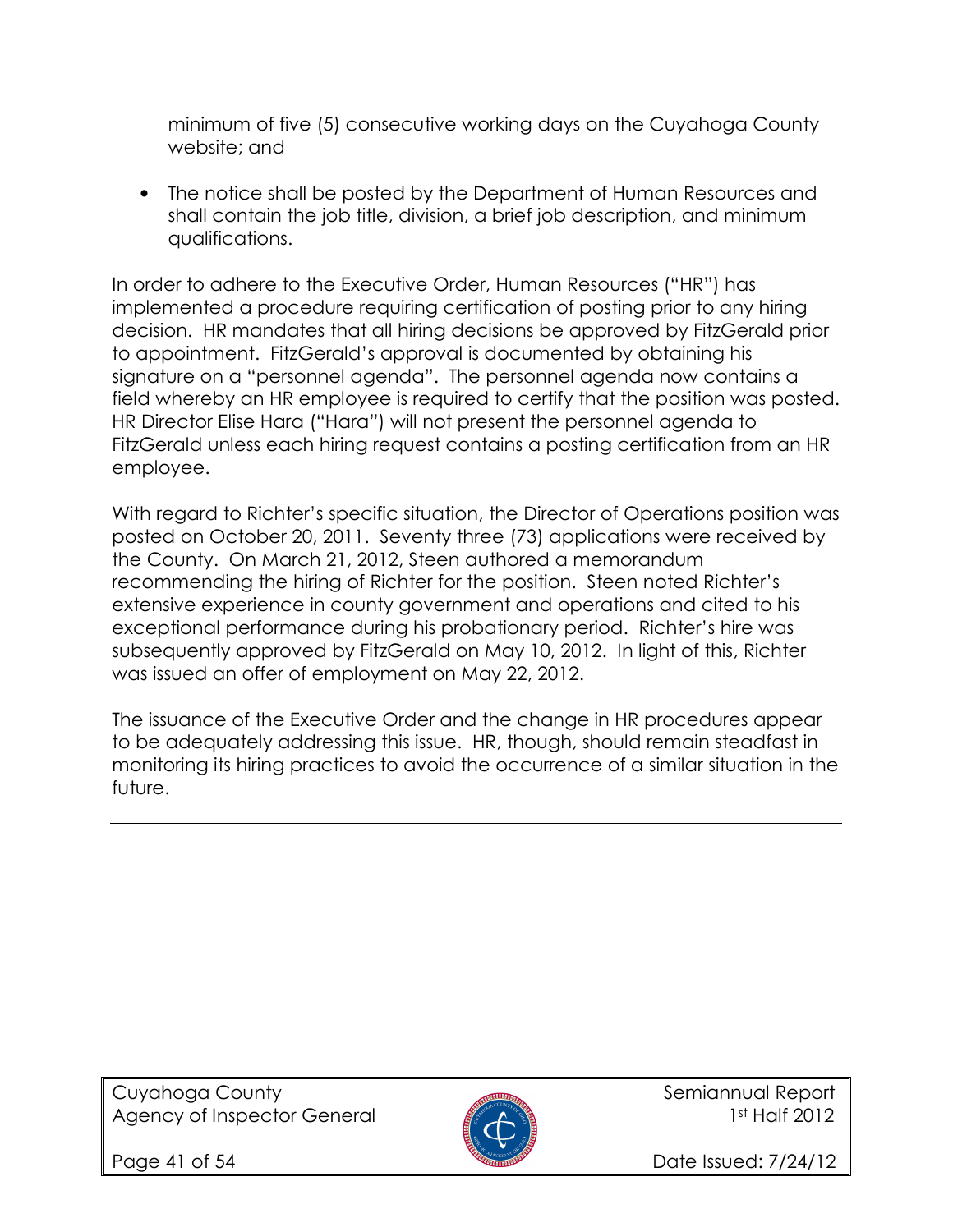minimum of five (5) consecutive working days on the Cuyahoga County website; and

- The notice shall be posted by the Department of Human Resources and shall contain the job title, division, a brief job description, and minimum qualifications.

In order to adhere to the Executive Order, Human Resources ("HR") has implemented a procedure requiring certification of posting prior to any hiring decision. HR mandates that all hiring decisions be approved by FitzGerald prior to appointment. FitzGerald's approval is documented by obtaining his signature on a "personnel agenda". The personnel agenda now contains a field whereby an HR employee is required to certify that the position was posted. HR Director Elise Hara ("Hara") will not present the personnel agenda to FitzGerald unless each hiring request contains a posting certification from an HR employee.

With regard to Richter's specific situation, the Director of Operations position was posted on October 20, 2011. Seventy three (73) applications were received by the County. On March 21, 2012, Steen authored a memorandum recommending the hiring of Richter for the position. Steen noted Richter's extensive experience in county government and operations and cited to his exceptional performance during his probationary period. Richter's hire was subsequently approved by FitzGerald on May 10, 2012. In light of this, Richter was issued an offer of employment on May 22, 2012.

The issuance of the Executive Order and the change in HR procedures appear to be adequately addressing this issue. HR, though, should remain steadfast in monitoring its hiring practices to avoid the occurrence of a similar situation in the future.

---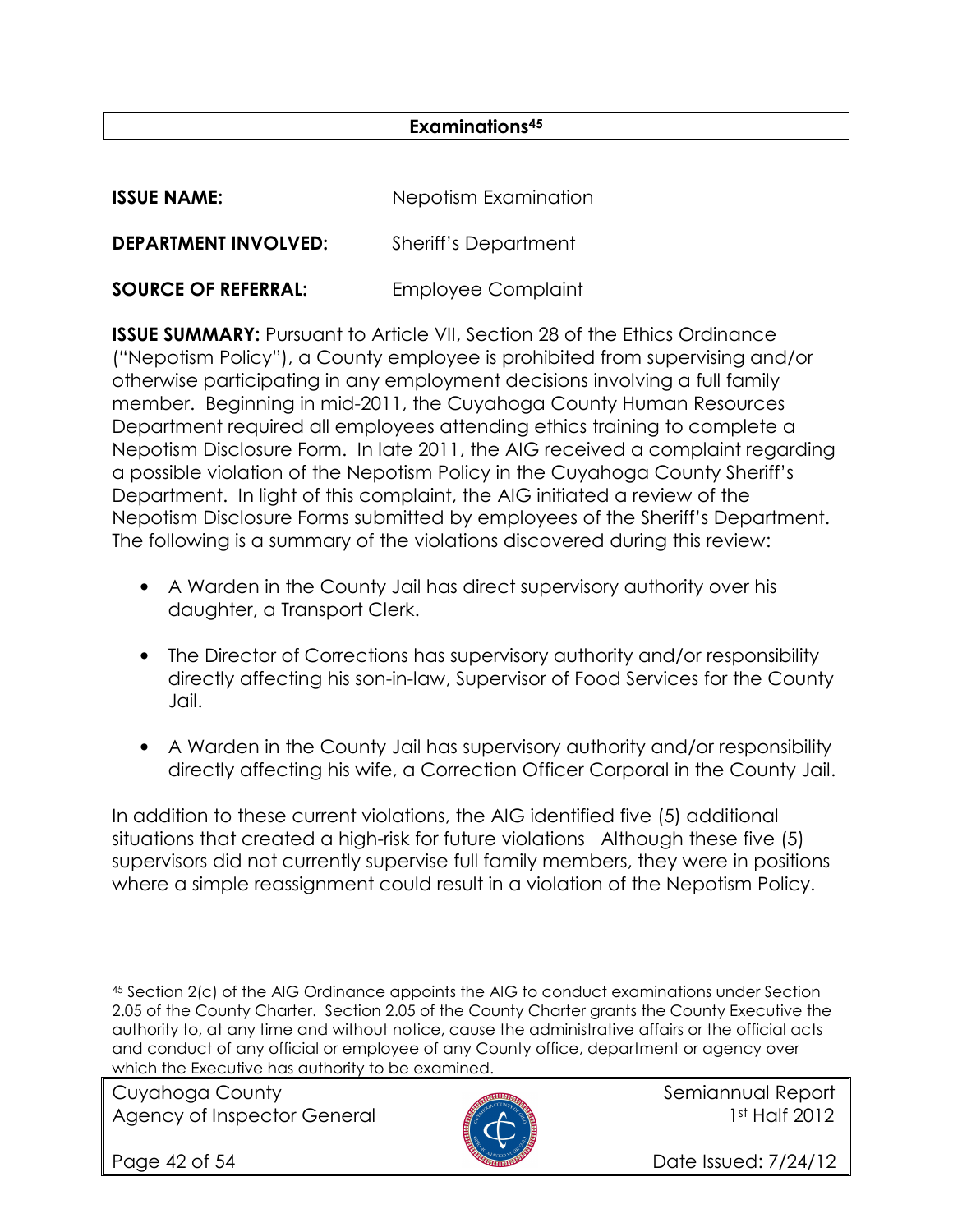## Examinations[45]

**ISSUE NAME:** Nepotism Examination

**DEPARTMENT INVOLVED:** Sheriff's Department

**SOURCE OF REFERRAL:** Employee Complaint

**ISSUE SUMMARY:** Pursuant to Article VII, Section 28 of the Ethics Ordinance ("Nepotism Policy"), a County employee is prohibited from supervising and/or otherwise participating in any employment decisions involving a full family member. Beginning in mid-2011, the Cuyahoga County Human Resources Department required all employees attending ethics training to complete a Nepotism Disclosure Form. In late 2011, the AIG received a complaint regarding a possible violation of the Nepotism Policy in the Cuyahoga County Sheriff's Department. In light of this complaint, the AIG initiated a review of the Nepotism Disclosure Forms submitted by employees of the Sheriff's Department. The following is a summary of the violations discovered during this review:

- A Warden in the County Jail has direct supervisory authority over his daughter, a Transport Clerk.
- The Director of Corrections has supervisory authority and/or responsibility directly affecting his son-in-law, Supervisor of Food Services for the County Jail.
- A Warden in the County Jail has supervisory authority and/or responsibility directly affecting his wife, a Correction Officer Corporal in the County Jail.

In addition to these current violations, the AIG identified five (5) additional situations that created a high-risk for future violations Although these five (5) supervisors did not currently supervise full family members, they were in positions where a simple reassignment could result in a violation of the Nepotism Policy.

[45] Section 2(c) of the AIG Ordinance appoints the AIG to conduct examinations under Section 2.05 of the County Charter. Section 2.05 of the County Charter grants the County Executive the authority to, at any time and without notice, cause the administrative affairs or the official acts and conduct of any official or employee of any County office, department or agency over which the Executive has authority to be examined.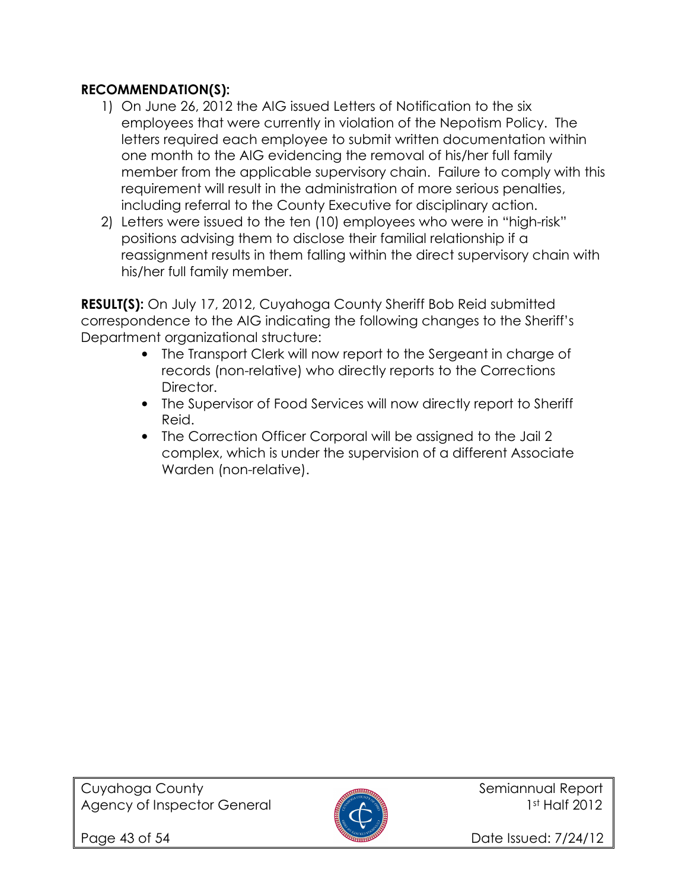**RECOMMENDATION(S):**

1) On June 26, 2012 the AIG issued Letters of Notification to the six employees that were currently in violation of the Nepotism Policy. The letters required each employee to submit written documentation within one month to the AIG evidencing the removal of his/her full family member from the applicable supervisory chain. Failure to comply with this requirement will result in the administration of more serious penalties, including referral to the County Executive for disciplinary action.
2) Letters were issued to the ten (10) employees who were in "high-risk" positions advising them to disclose their familial relationship if a reassignment results in them falling within the direct supervisory chain with his/her full family member.

**RESULT(S):** On July 17, 2012, Cuyahoga County Sheriff Bob Reid submitted correspondence to the AIG indicating the following changes to the Sheriff's Department organizational structure:

- The Transport Clerk will now report to the Sergeant in charge of records (non-relative) who directly reports to the Corrections Director.
- The Supervisor of Food Services will now directly report to Sheriff Reid.
- The Correction Officer Corporal will be assigned to the Jail 2 complex, which is under the supervision of a different Associate Warden (non-relative).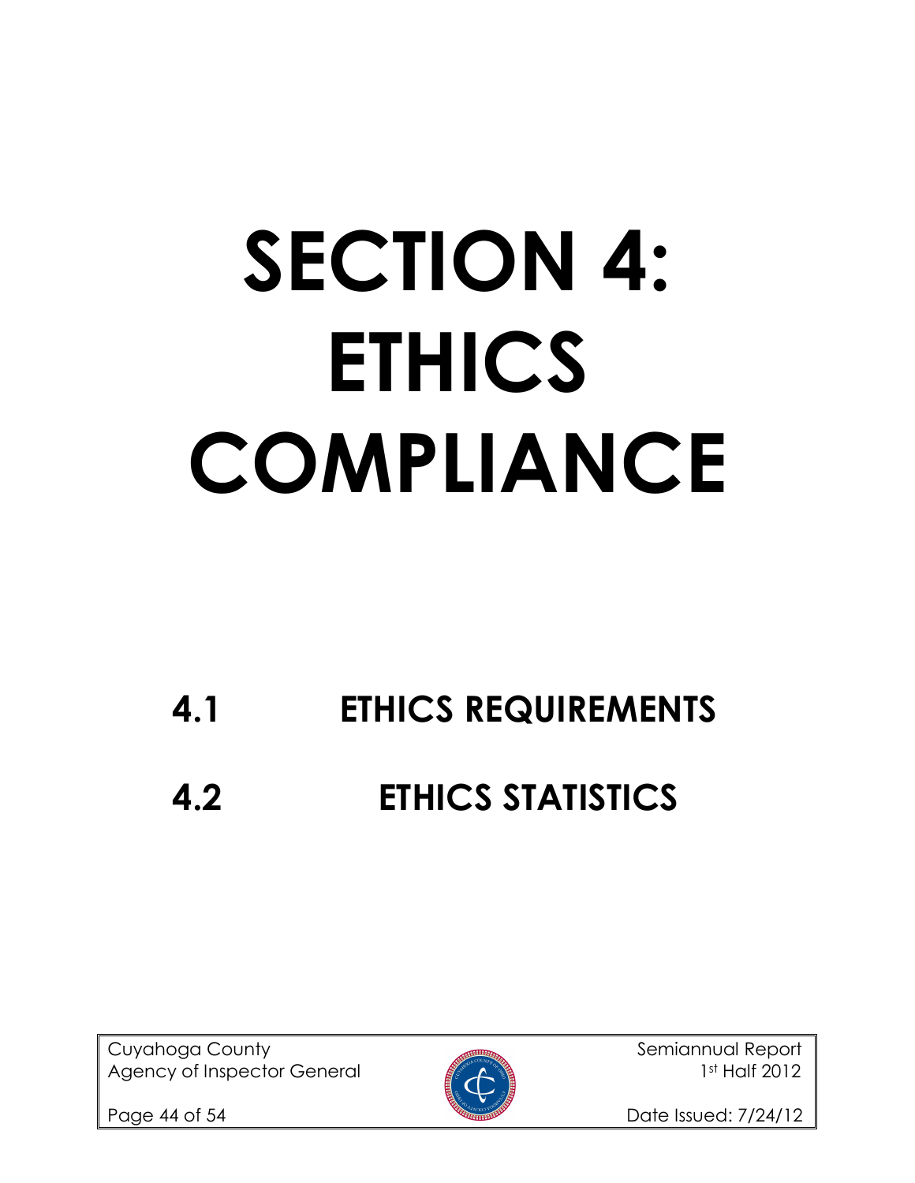# SECTION 4: ETHICS COMPLIANCE

## 4.1 ETHICS REQUIREMENTS

## 4.2 ETHICS STATISTICS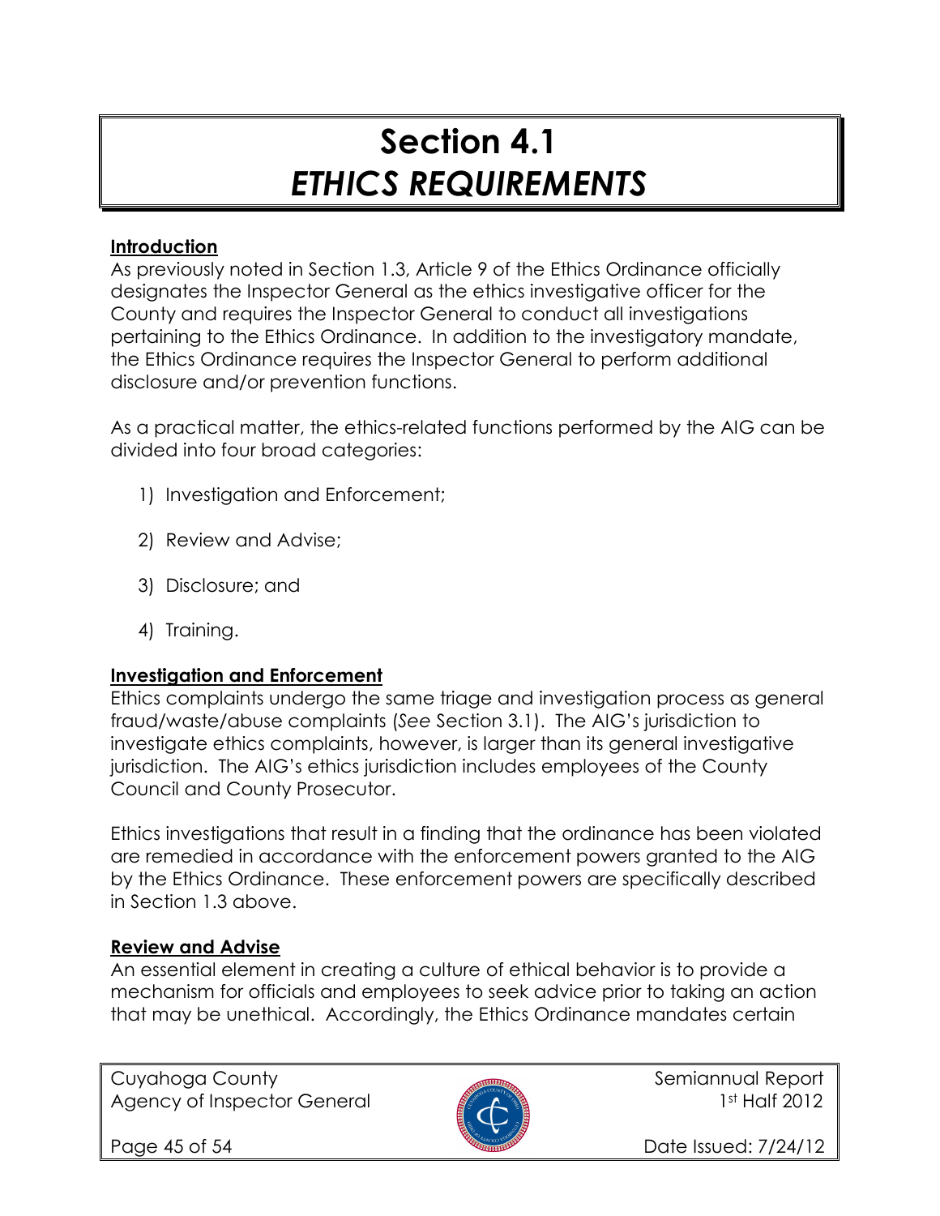# Section 4.1
# *ETHICS REQUIREMENTS*

**Introduction**

As previously noted in Section 1.3, Article 9 of the Ethics Ordinance officially designates the Inspector General as the ethics investigative officer for the County and requires the Inspector General to conduct all investigations pertaining to the Ethics Ordinance. In addition to the investigatory mandate, the Ethics Ordinance requires the Inspector General to perform additional disclosure and/or prevention functions.

As a practical matter, the ethics-related functions performed by the AIG can be divided into four broad categories:

1) Investigation and Enforcement;
2) Review and Advise;
3) Disclosure; and
4) Training.

**Investigation and Enforcement**

Ethics complaints undergo the same triage and investigation process as general fraud/waste/abuse complaints (*See* Section 3.1). The AIG's jurisdiction to investigate ethics complaints, however, is larger than its general investigative jurisdiction. The AIG's ethics jurisdiction includes employees of the County Council and County Prosecutor.

Ethics investigations that result in a finding that the ordinance has been violated are remedied in accordance with the enforcement powers granted to the AIG by the Ethics Ordinance. These enforcement powers are specifically described in Section 1.3 above.

**Review and Advise**

An essential element in creating a culture of ethical behavior is to provide a mechanism for officials and employees to seek advice prior to taking an action that may be unethical. Accordingly, the Ethics Ordinance mandates certain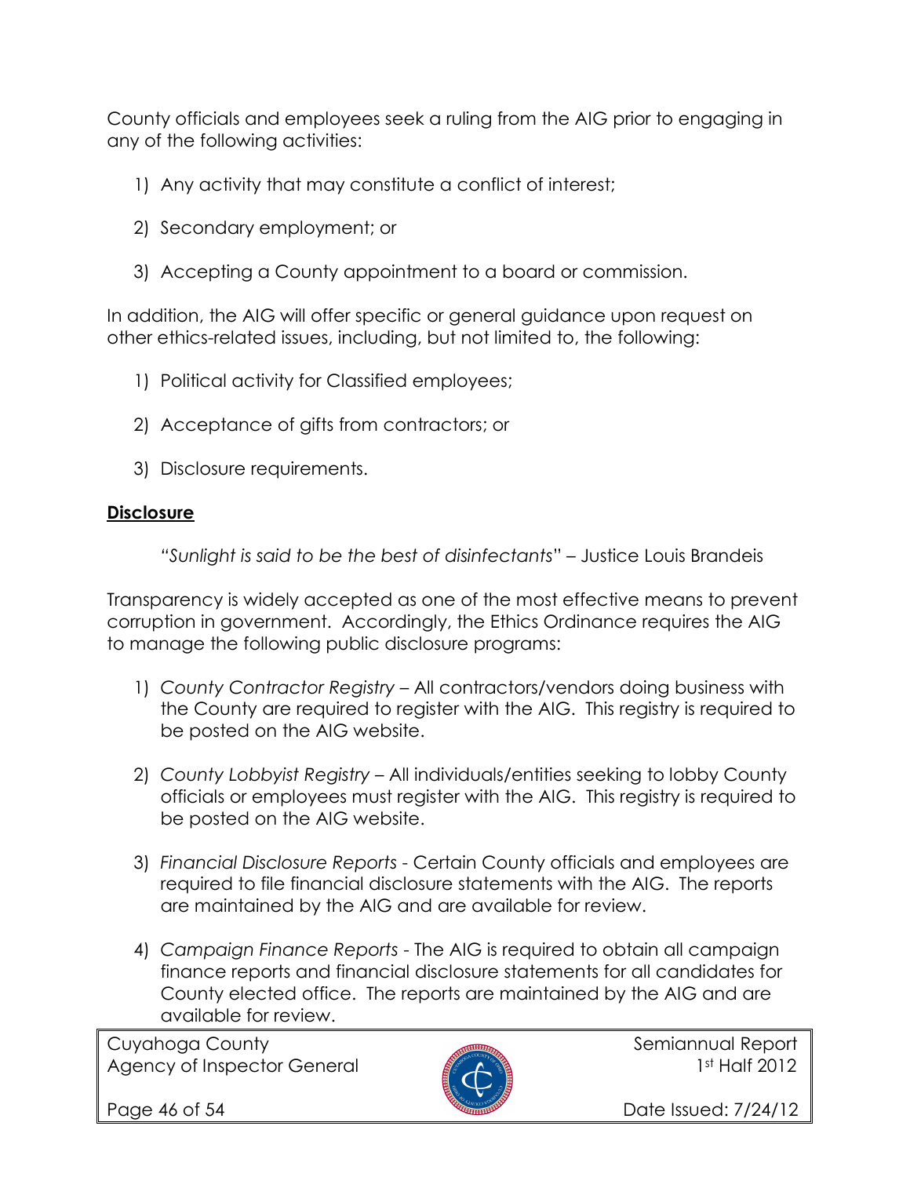County officials and employees seek a ruling from the AIG prior to engaging in any of the following activities:

1) Any activity that may constitute a conflict of interest;

2) Secondary employment; or

3) Accepting a County appointment to a board or commission.

In addition, the AIG will offer specific or general guidance upon request on other ethics-related issues, including, but not limited to, the following:

1) Political activity for Classified employees;

2) Acceptance of gifts from contractors; or

3) Disclosure requirements.

**<u>Disclosure</u>**

"*Sunlight is said to be the best of disinfectants*" – Justice Louis Brandeis

Transparency is widely accepted as one of the most effective means to prevent corruption in government. Accordingly, the Ethics Ordinance requires the AIG to manage the following public disclosure programs:

1) *County Contractor Registry* – All contractors/vendors doing business with the County are required to register with the AIG. This registry is required to be posted on the AIG website.

2) *County Lobbyist Registry* – All individuals/entities seeking to lobby County officials or employees must register with the AIG. This registry is required to be posted on the AIG website.

3) *Financial Disclosure Reports* - Certain County officials and employees are required to file financial disclosure statements with the AIG. The reports are maintained by the AIG and are available for review.

4) *Campaign Finance Reports* - The AIG is required to obtain all campaign finance reports and financial disclosure statements for all candidates for County elected office. The reports are maintained by the AIG and are available for review.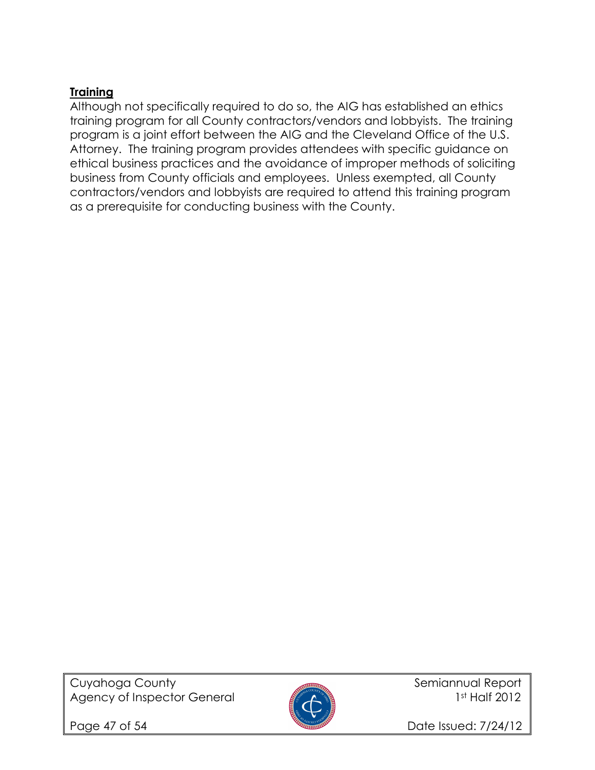**Training**

Although not specifically required to do so, the AIG has established an ethics training program for all County contractors/vendors and lobbyists. The training program is a joint effort between the AIG and the Cleveland Office of the U.S. Attorney. The training program provides attendees with specific guidance on ethical business practices and the avoidance of improper methods of soliciting business from County officials and employees. Unless exempted, all County contractors/vendors and lobbyists are required to attend this training program as a prerequisite for conducting business with the County.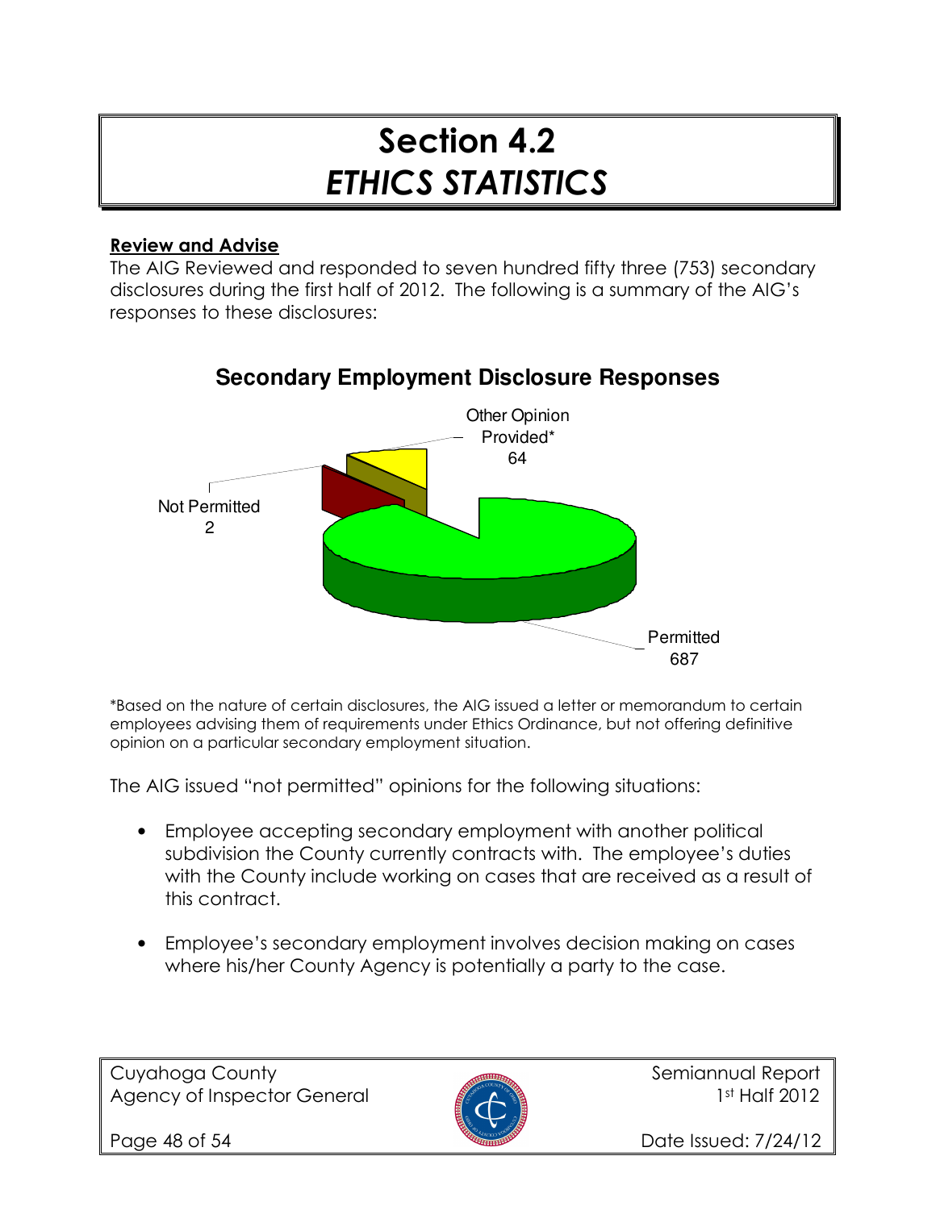# Section 4.2
# *ETHICS STATISTICS*

**Review and Advise**

The AIG Reviewed and responded to seven hundred fifty three (753) secondary disclosures during the first half of 2012. The following is a summary of the AIG's responses to these disclosures:

**Secondary Employment Disclosure Responses**

Other Opinion Provided*
64

Not Permitted
2

Permitted
687

*Based on the nature of certain disclosures, the AIG issued a letter or memorandum to certain employees advising them of requirements under Ethics Ordinance, but not offering definitive opinion on a particular secondary employment situation.

The AIG issued "not permitted" opinions for the following situations:

- Employee accepting secondary employment with another political subdivision the County currently contracts with. The employee's duties with the County include working on cases that are received as a result of this contract.
- Employee's secondary employment involves decision making on cases where his/her County Agency is potentially a party to the case.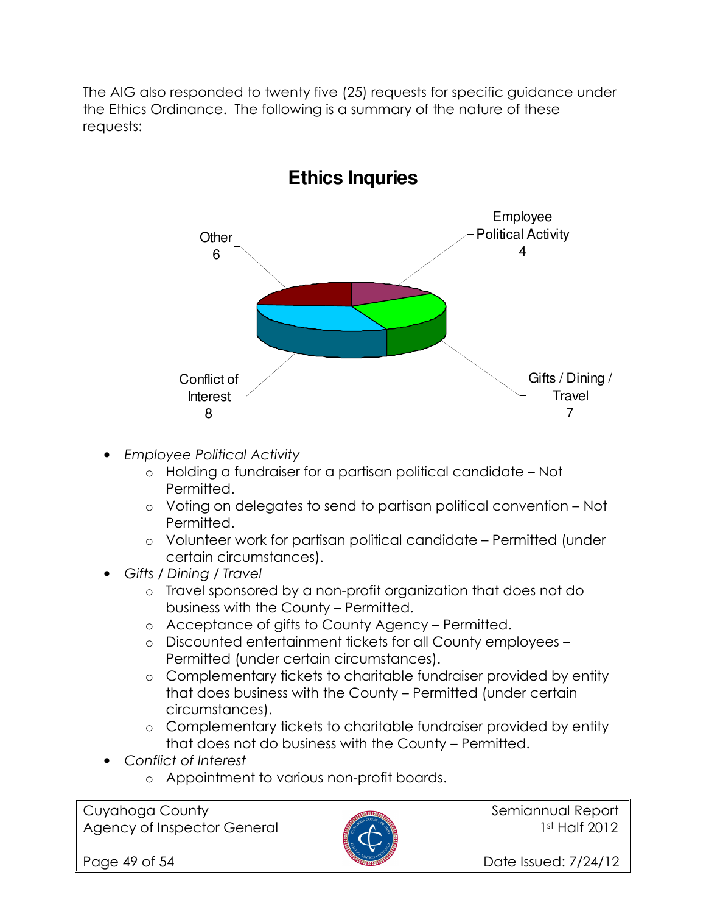The AIG also responded to twenty five (25) requests for specific guidance under the Ethics Ordinance. The following is a summary of the nature of these requests:

**Ethics Inquries**

| Category | Count |
| --- | --- |
| Employee Political Activity | 4 |
| Gifts / Dining / Travel | 7 |
| Conflict of Interest | 8 |
| Other | 6 |

- *Employee Political Activity*
  - Holding a fundraiser for a partisan political candidate – Not Permitted.
  - Voting on delegates to send to partisan political convention – Not Permitted.
  - Volunteer work for partisan political candidate – Permitted (under certain circumstances).
- *Gifts / Dining / Travel*
  - Travel sponsored by a non-profit organization that does not do business with the County – Permitted.
  - Acceptance of gifts to County Agency – Permitted.
  - Discounted entertainment tickets for all County employees – Permitted (under certain circumstances).
  - Complementary tickets to charitable fundraiser provided by entity that does business with the County – Permitted (under certain circumstances).
  - Complementary tickets to charitable fundraiser provided by entity that does not do business with the County – Permitted.
- *Conflict of Interest*
  - Appointment to various non-profit boards.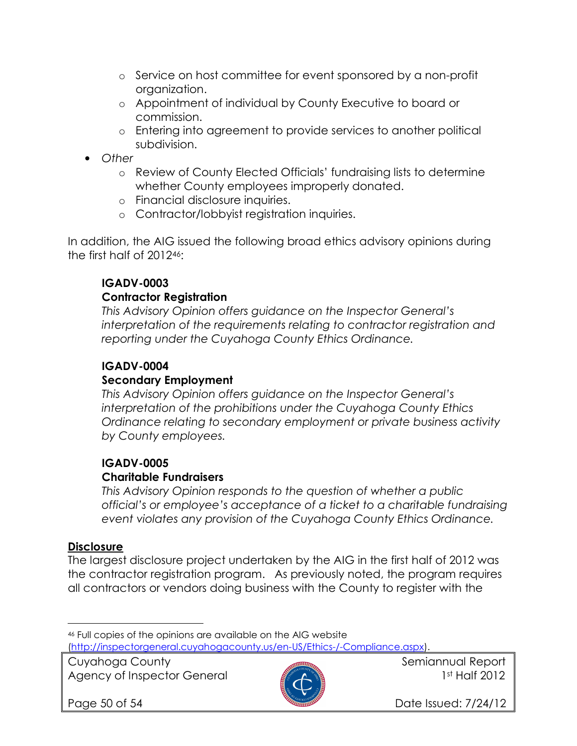- Service on host committee for event sponsored by a non-profit organization.
  - Appointment of individual by County Executive to board or commission.
  - Entering into agreement to provide services to another political subdivision.
- *Other*
  - Review of County Elected Officials' fundraising lists to determine whether County employees improperly donated.
  - Financial disclosure inquiries.
  - Contractor/lobbyist registration inquiries.

In addition, the AIG issued the following broad ethics advisory opinions during the first half of 2012[46]:

> **IGADV-0003**
> **Contractor Registration**
> *This Advisory Opinion offers guidance on the Inspector General's interpretation of the requirements relating to contractor registration and reporting under the Cuyahoga County Ethics Ordinance.*
>
> **IGADV-0004**
> **Secondary Employment**
> *This Advisory Opinion offers guidance on the Inspector General's interpretation of the prohibitions under the Cuyahoga County Ethics Ordinance relating to secondary employment or private business activity by County employees.*
>
> **IGADV-0005**
> **Charitable Fundraisers**
> *This Advisory Opinion responds to the question of whether a public official's or employee's acceptance of a ticket to a charitable fundraising event violates any provision of the Cuyahoga County Ethics Ordinance.*

**Disclosure**

The largest disclosure project undertaken by the AIG in the first half of 2012 was the contractor registration program. As previously noted, the program requires all contractors or vendors doing business with the County to register with the

---

[46] Full copies of the opinions are available on the AIG website (http://inspectorgeneral.cuyahogacounty.us/en-US/Ethics-/-Compliance.aspx).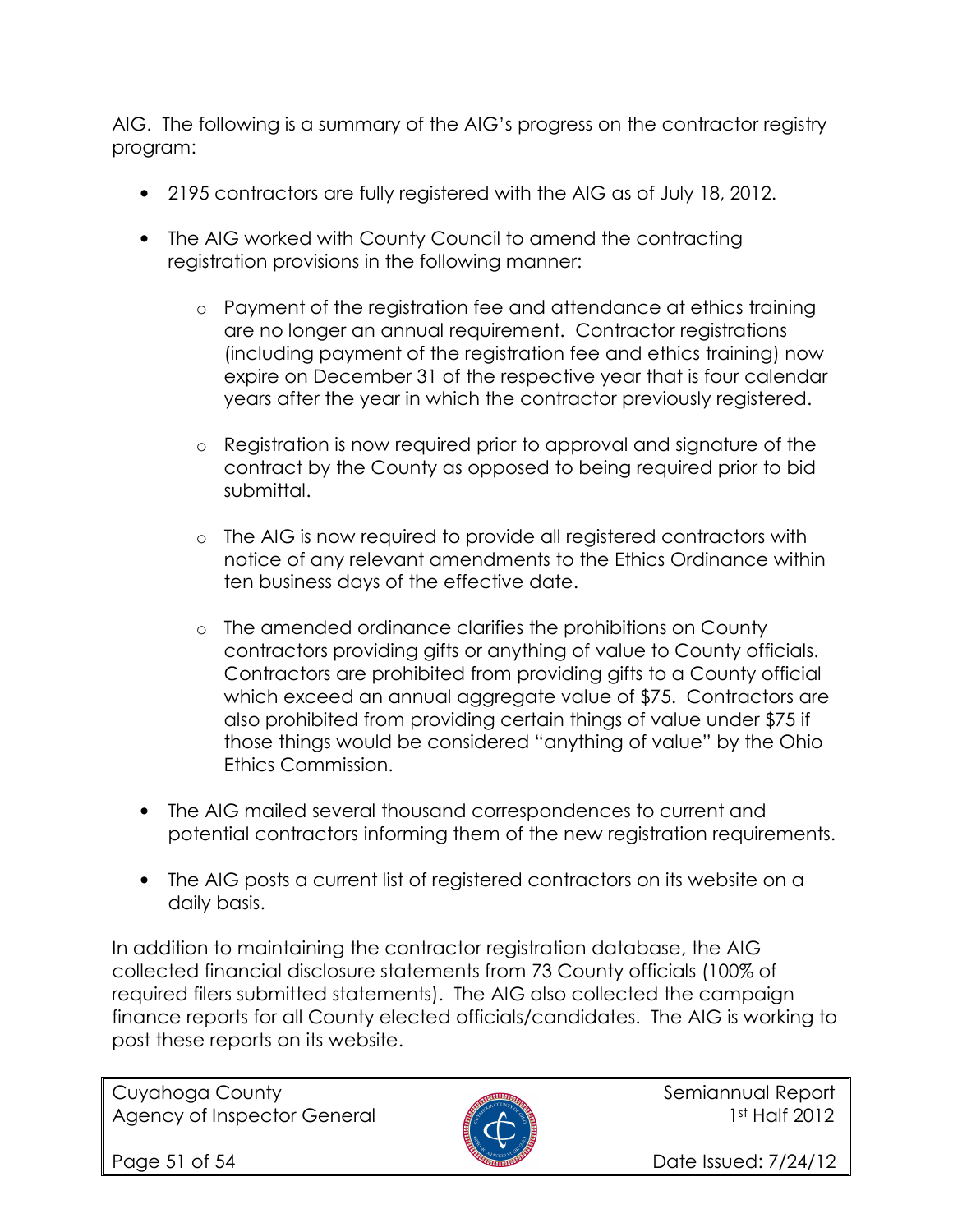AIG. The following is a summary of the AIG's progress on the contractor registry program:

- 2195 contractors are fully registered with the AIG as of July 18, 2012.
- The AIG worked with County Council to amend the contracting registration provisions in the following manner:
    - Payment of the registration fee and attendance at ethics training are no longer an annual requirement. Contractor registrations (including payment of the registration fee and ethics training) now expire on December 31 of the respective year that is four calendar years after the year in which the contractor previously registered.
    - Registration is now required prior to approval and signature of the contract by the County as opposed to being required prior to bid submittal.
    - The AIG is now required to provide all registered contractors with notice of any relevant amendments to the Ethics Ordinance within ten business days of the effective date.
    - The amended ordinance clarifies the prohibitions on County contractors providing gifts or anything of value to County officials. Contractors are prohibited from providing gifts to a County official which exceed an annual aggregate value of $75. Contractors are also prohibited from providing certain things of value under $75 if those things would be considered "anything of value" by the Ohio Ethics Commission.
- The AIG mailed several thousand correspondences to current and potential contractors informing them of the new registration requirements.
- The AIG posts a current list of registered contractors on its website on a daily basis.

In addition to maintaining the contractor registration database, the AIG collected financial disclosure statements from 73 County officials (100% of required filers submitted statements). The AIG also collected the campaign finance reports for all County elected officials/candidates. The AIG is working to post these reports on its website.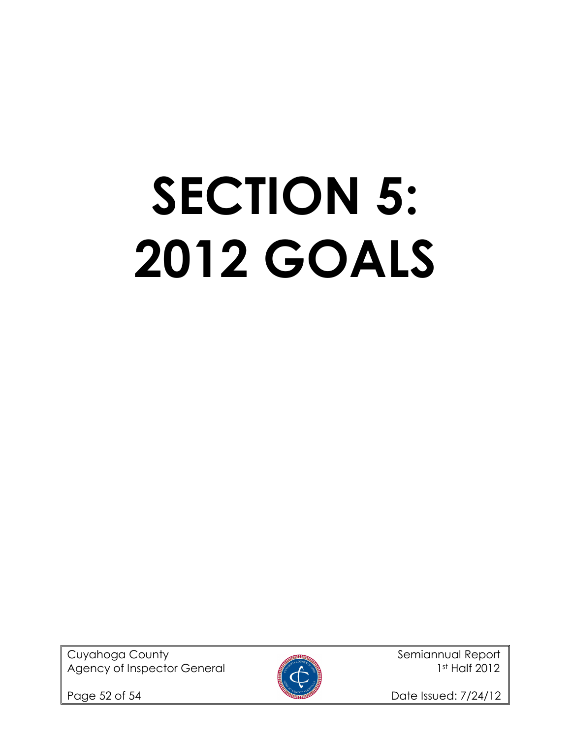# SECTION 5: 2012 GOALS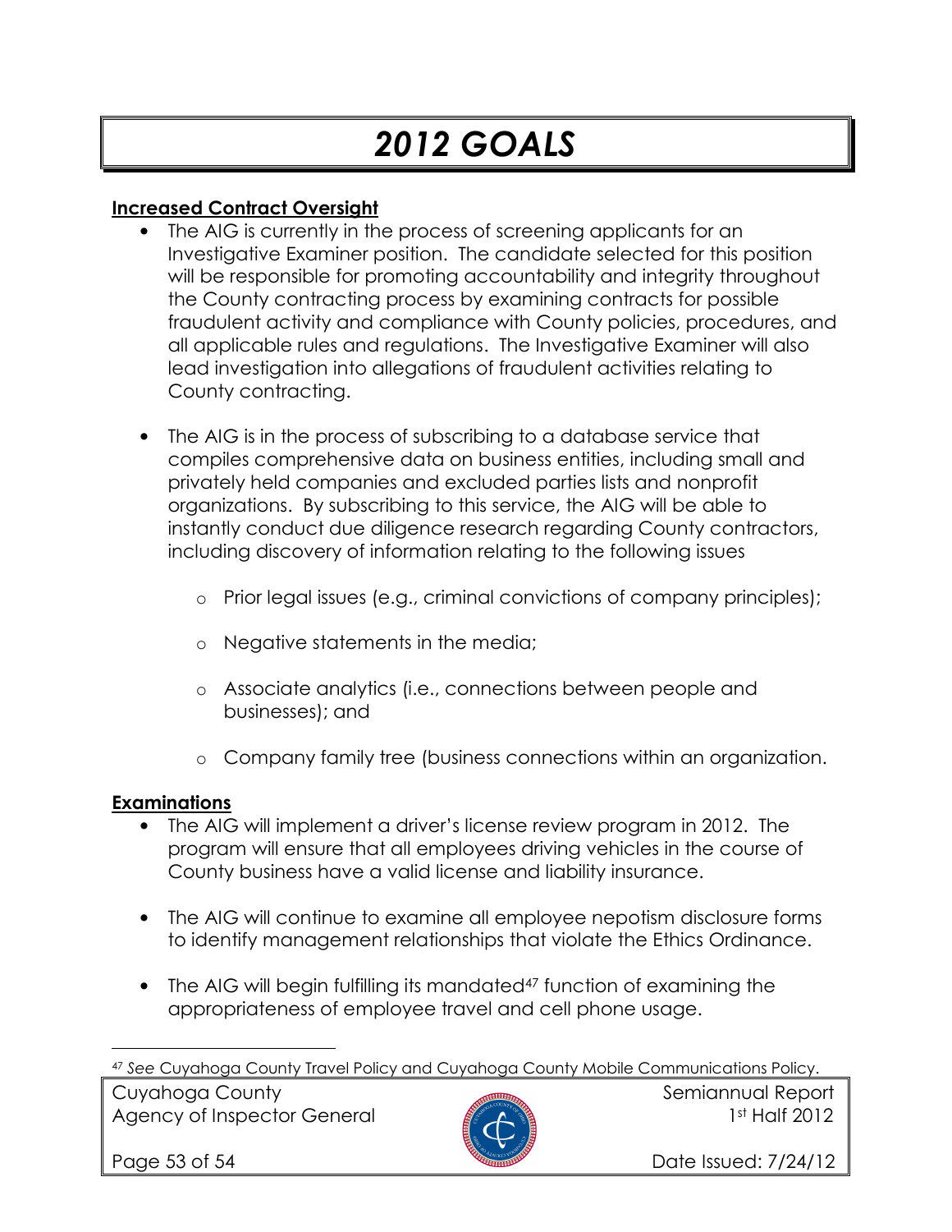# 2012 GOALS

**Increased Contract Oversight**

- The AIG is currently in the process of screening applicants for an Investigative Examiner position. The candidate selected for this position will be responsible for promoting accountability and integrity throughout the County contracting process by examining contracts for possible fraudulent activity and compliance with County policies, procedures, and all applicable rules and regulations. The Investigative Examiner will also lead investigation into allegations of fraudulent activities relating to County contracting.

- The AIG is in the process of subscribing to a database service that compiles comprehensive data on business entities, including small and privately held companies and excluded parties lists and nonprofit organizations. By subscribing to this service, the AIG will be able to instantly conduct due diligence research regarding County contractors, including discovery of information relating to the following issues

    - Prior legal issues (e.g., criminal convictions of company principles);
    - Negative statements in the media;
    - Associate analytics (i.e., connections between people and businesses); and
    - Company family tree (business connections within an organization.

**Examinations**

- The AIG will implement a driver's license review program in 2012. The program will ensure that all employees driving vehicles in the course of County business have a valid license and liability insurance.

- The AIG will continue to examine all employee nepotism disclosure forms to identify management relationships that violate the Ethics Ordinance.

- The AIG will begin fulfilling its mandated[47] function of examining the appropriateness of employee travel and cell phone usage.

---

[47] *See* Cuyahoga County Travel Policy and Cuyahoga County Mobile Communications Policy.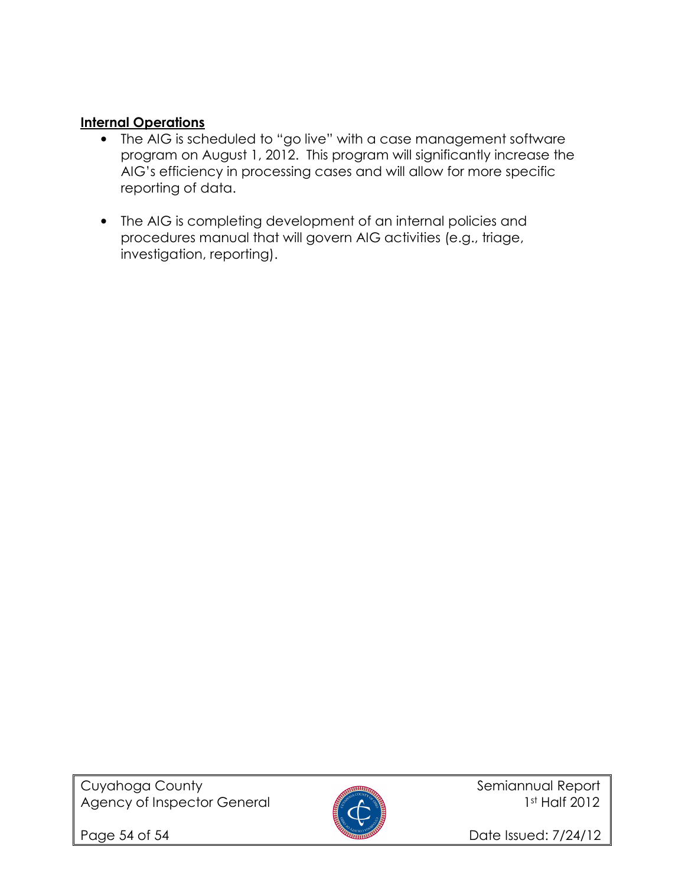**Internal Operations**

- The AIG is scheduled to "go live" with a case management software program on August 1, 2012. This program will significantly increase the AIG's efficiency in processing cases and will allow for more specific reporting of data.

- The AIG is completing development of an internal policies and procedures manual that will govern AIG activities (e.g., triage, investigation, reporting).